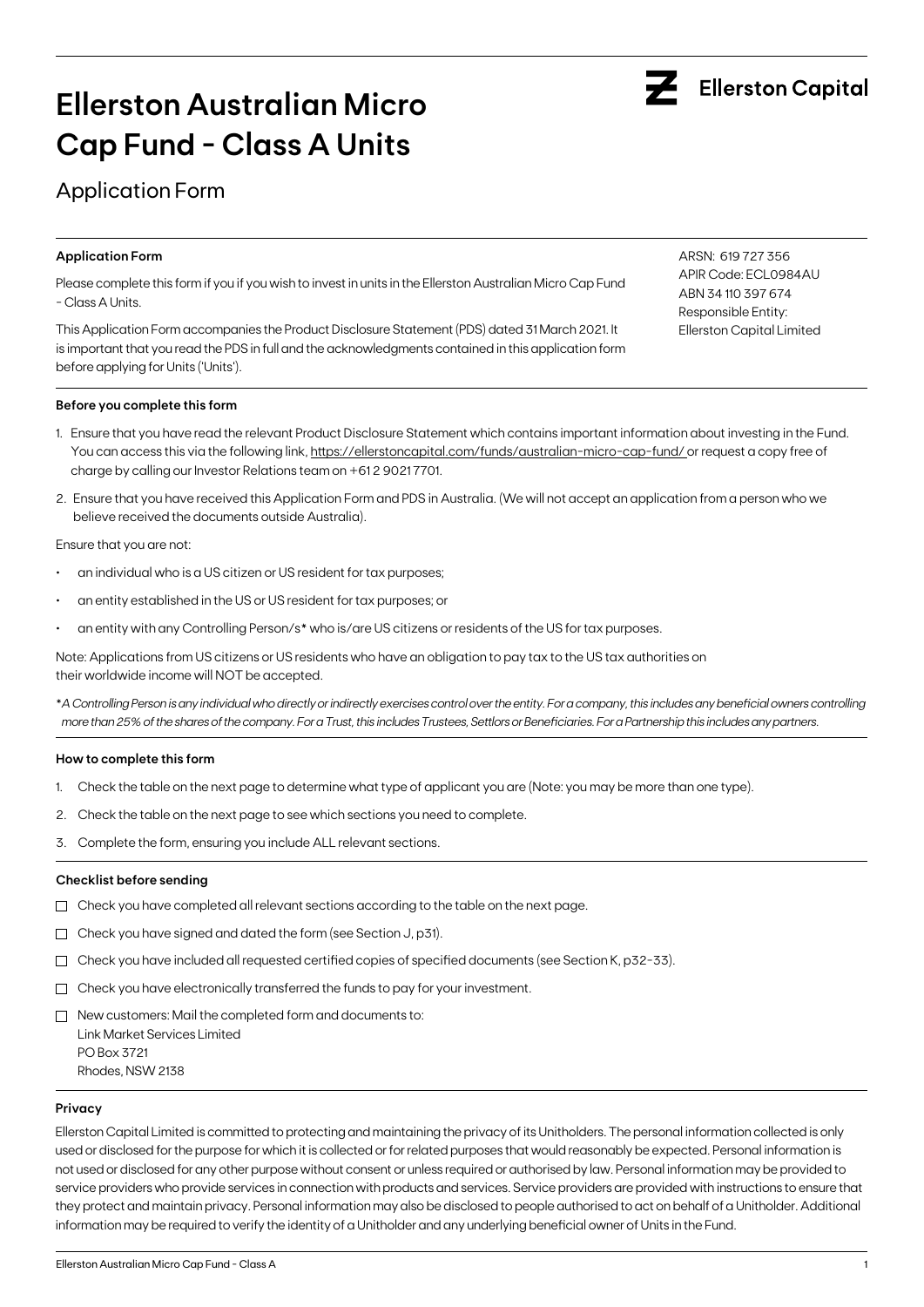# Ellerston Australian Micro Cap Fund - Class A Units

Ellerston Capital

## Application Form

### Application Form

Please complete this form if you if you wish to invest in units in the Ellerston Australian Micro Cap Fund - Class A Units.

This Application Form accompanies the Product Disclosure Statement (PDS) dated 31 March 2021. It is important that you read the PDS in full and the acknowledgments contained in this application form before applying for Units ('Units').

ARSN: 619 727 356
APIR Code: ECL0984AU
ABN 34 110 397 674
Responsible Entity:
Ellerston Capital Limited

### Before you complete this form

1. Ensure that you have read the relevant Product Disclosure Statement which contains important information about investing in the Fund. You can access this via the following link, https://ellerstoncapital.com/funds/australian-micro-cap-fund/ or request a copy free of charge by calling our Investor Relations team on +61 2 9021 7701.
2. Ensure that you have received this Application Form and PDS in Australia. (We will not accept an application from a person who we believe received the documents outside Australia).

Ensure that you are not:

- an individual who is a US citizen or US resident for tax purposes;
- an entity established in the US or US resident for tax purposes; or
- an entity with any Controlling Person/s* who is/are US citizens or residents of the US for tax purposes.

Note: Applications from US citizens or US residents who have an obligation to pay tax to the US tax authorities on their worldwide income will NOT be accepted.

*A Controlling Person is any individual who directly or indirectly exercises control over the entity. For a company, this includes any beneficial owners controlling more than 25% of the shares of the company. For a Trust, this includes Trustees, Settlors or Beneficiaries. For a Partnership this includes any partners.*

### How to complete this form

1. Check the table on the next page to determine what type of applicant you are (Note: you may be more than one type).
2. Check the table on the next page to see which sections you need to complete.
3. Complete the form, ensuring you include ALL relevant sections.

### Checklist before sending

- ☐ Check you have completed all relevant sections according to the table on the next page.
- ☐ Check you have signed and dated the form (see Section J, p31).
- ☐ Check you have included all requested certified copies of specified documents (see Section K, p32-33).
- ☐ Check you have electronically transferred the funds to pay for your investment.
- ☐ New customers: Mail the completed form and documents to:
  Link Market Services Limited
  PO Box 3721
  Rhodes, NSW 2138

### Privacy

Ellerston Capital Limited is committed to protecting and maintaining the privacy of its Unitholders. The personal information collected is only used or disclosed for the purpose for which it is collected or for related purposes that would reasonably be expected. Personal information is not used or disclosed for any other purpose without consent or unless required or authorised by law. Personal information may be provided to service providers who provide services in connection with products and services. Service providers are provided with instructions to ensure that they protect and maintain privacy. Personal information may also be disclosed to people authorised to act on behalf of a Unitholder. Additional information may be required to verify the identity of a Unitholder and any underlying beneficial owner of Units in the Fund.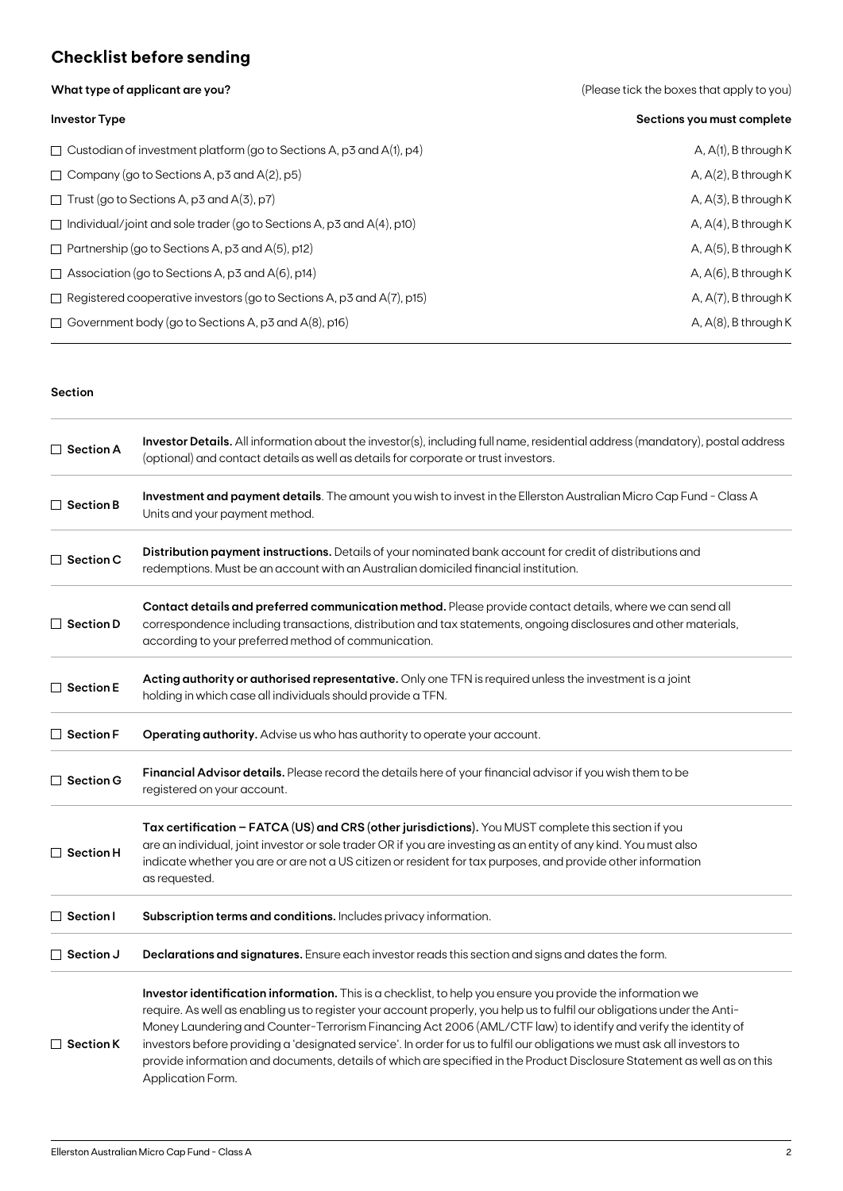## Checklist before sending

| What type of applicant are you? | (Please tick the boxes that apply to you) |
|---|---|
| **Investor Type** | **Sections you must complete** |
| ☐ Custodian of investment platform (go to Sections A, p3 and A(1), p4) | A, A(1), B through K |
| ☐ Company (go to Sections A, p3 and A(2), p5) | A, A(2), B through K |
| ☐ Trust (go to Sections A, p3 and A(3), p7) | A, A(3), B through K |
| ☐ Individual/joint and sole trader (go to Sections A, p3 and A(4), p10) | A, A(4), B through K |
| ☐ Partnership (go to Sections A, p3 and A(5), p12) | A, A(5), B through K |
| ☐ Association (go to Sections A, p3 and A(6), p14) | A, A(6), B through K |
| ☐ Registered cooperative investors (go to Sections A, p3 and A(7), p15) | A, A(7), B through K |
| ☐ Government body (go to Sections A, p3 and A(8), p16) | A, A(8), B through K |

**Section**

| | |
|---|---|
| ☐ **Section A** | **Investor Details.** All information about the investor(s), including full name, residential address (mandatory), postal address (optional) and contact details as well as details for corporate or trust investors. |
| ☐ **Section B** | **Investment and payment details**. The amount you wish to invest in the Ellerston Australian Micro Cap Fund - Class A Units and your payment method. |
| ☐ **Section C** | **Distribution payment instructions.** Details of your nominated bank account for credit of distributions and redemptions. Must be an account with an Australian domiciled financial institution. |
| ☐ **Section D** | **Contact details and preferred communication method.** Please provide contact details, where we can send all correspondence including transactions, distribution and tax statements, ongoing disclosures and other materials, according to your preferred method of communication. |
| ☐ **Section E** | **Acting authority or authorised representative.** Only one TFN is required unless the investment is a joint holding in which case all individuals should provide a TFN. |
| ☐ **Section F** | **Operating authority.** Advise us who has authority to operate your account. |
| ☐ **Section G** | **Financial Advisor details.** Please record the details here of your financial advisor if you wish them to be registered on your account. |
| ☐ **Section H** | **Tax certification – FATCA (US) and CRS (other jurisdictions).** You MUST complete this section if you are an individual, joint investor or sole trader OR if you are investing as an entity of any kind. You must also indicate whether you are or are not a US citizen or resident for tax purposes, and provide other information as requested. |
| ☐ **Section I** | **Subscription terms and conditions.** Includes privacy information. |
| ☐ **Section J** | **Declarations and signatures.** Ensure each investor reads this section and signs and dates the form. |
| ☐ **Section K** | **Investor identification information.** This is a checklist, to help you ensure you provide the information we require. As well as enabling us to register your account properly, you help us to fulfil our obligations under the Anti-Money Laundering and Counter-Terrorism Financing Act 2006 (AML/CTF law) to identify and verify the identity of investors before providing a 'designated service'. In order for us to fulfil our obligations we must ask all investors to provide information and documents, details of which are specified in the Product Disclosure Statement as well as on this Application Form. |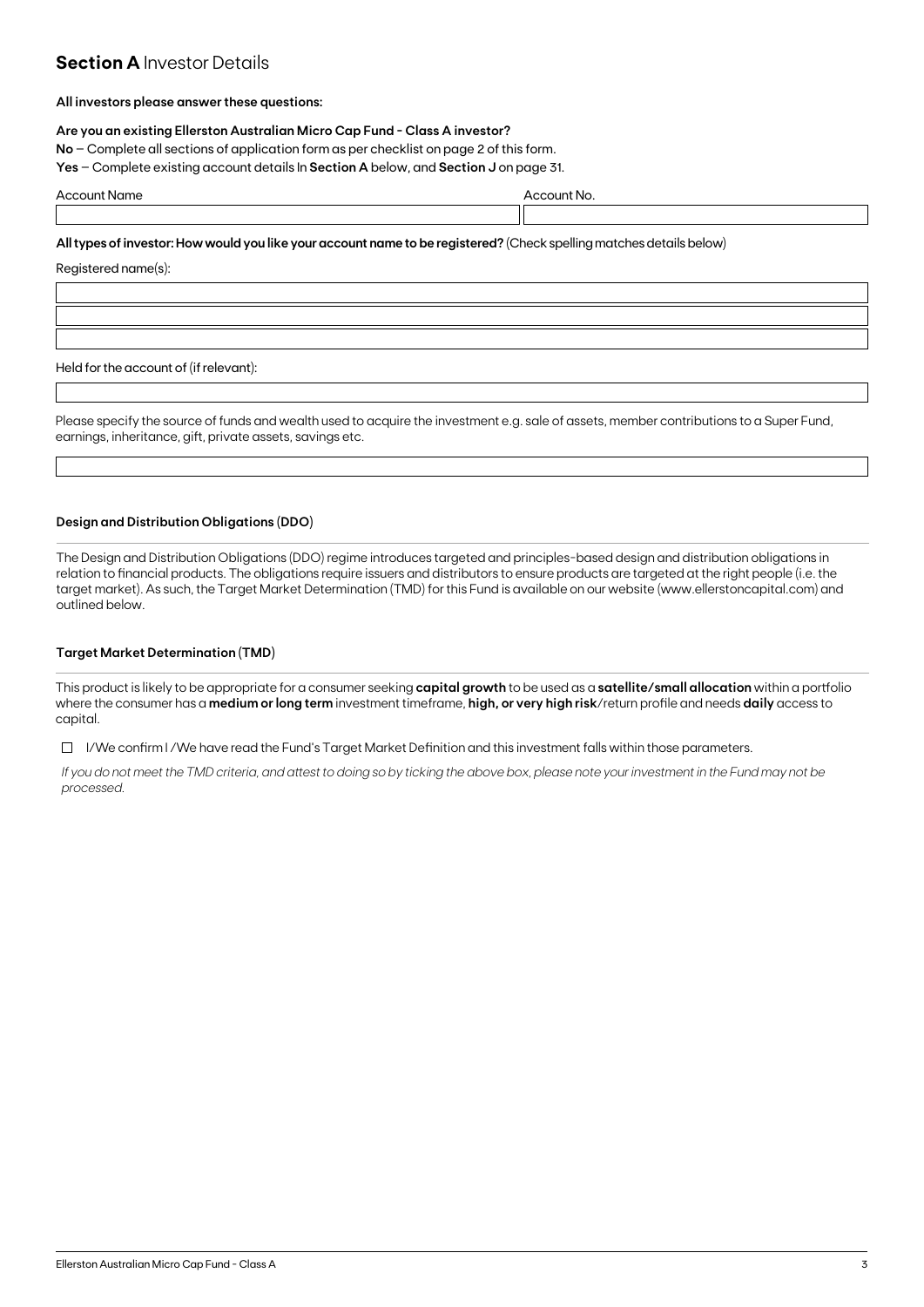## **Section A** Investor Details

**All investors please answer these questions:**

**Are you an existing Ellerston Australian Micro Cap Fund - Class A investor?**

**No** – Complete all sections of application form as per checklist on page 2 of this form.

**Yes** – Complete existing account details In **Section A** below, and **Section J** on page 31.

| Account Name | Account No. |
| --- | --- |
| | |

**All types of investor: How would you like your account name to be registered?** (Check spelling matches details below)

Registered name(s):

| |
| --- |
| |
| |
| |

Held for the account of (if relevant):

| |
| --- |
| |

Please specify the source of funds and wealth used to acquire the investment e.g. sale of assets, member contributions to a Super Fund, earnings, inheritance, gift, private assets, savings etc.

| |
| --- |
| |

### Design and Distribution Obligations (DDO)

The Design and Distribution Obligations (DDO) regime introduces targeted and principles-based design and distribution obligations in relation to financial products. The obligations require issuers and distributors to ensure products are targeted at the right people (i.e. the target market). As such, the Target Market Determination (TMD) for this Fund is available on our website (www.ellerstoncapital.com) and outlined below.

### Target Market Determination (TMD)

This product is likely to be appropriate for a consumer seeking **capital growth** to be used as a **satellite/small allocation** within a portfolio where the consumer has a **medium or long term** investment timeframe, **high, or very high risk**/return profile and needs **daily** access to capital.

☐ I/We confirm I /We have read the Fund's Target Market Definition and this investment falls within those parameters.

*If you do not meet the TMD criteria, and attest to doing so by ticking the above box, please note your investment in the Fund may not be processed.*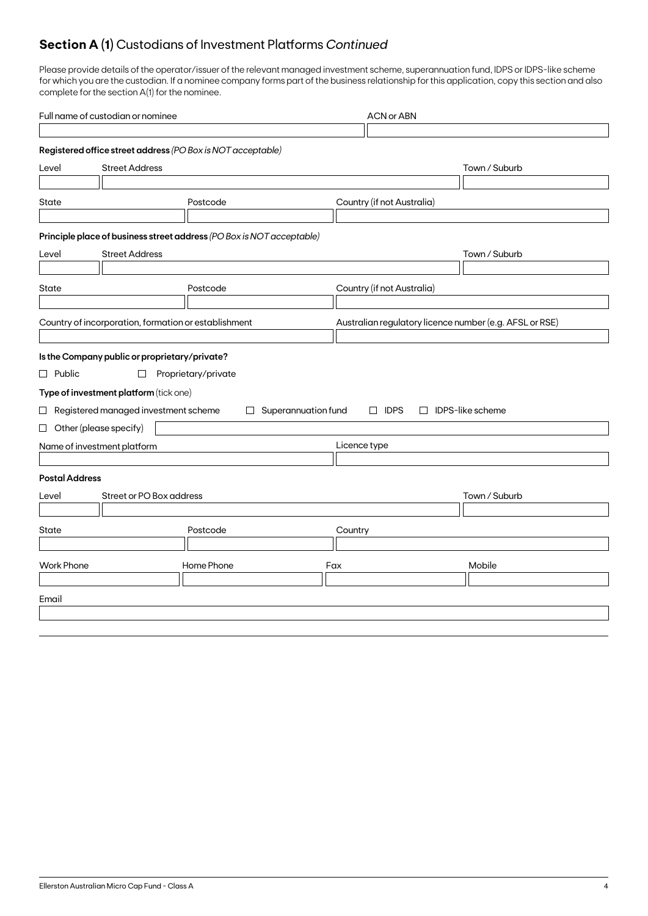## **Section A (1)** Custodians of Investment Platforms *Continued*

Please provide details of the operator/issuer of the relevant managed investment scheme, superannuation fund, IDPS or IDPS-like scheme for which you are the custodian. If a nominee company forms part of the business relationship for this application, copy this section and also complete for the section A(1) for the nominee.

| Full name of custodian or nominee | ACN or ABN |
|---|---|
| | |

**Registered office street address** *(PO Box is NOT acceptable)*

| Level | Street Address | Town / Suburb |
|---|---|---|
| | | |

| State | Postcode | Country (if not Australia) |
|---|---|---|
| | | |

**Principle place of business street address** *(PO Box is NOT acceptable)*

| Level | Street Address | Town / Suburb |
|---|---|---|
| | | |

| State | Postcode | Country (if not Australia) |
|---|---|---|
| | | |

| Country of incorporation, formation or establishment | Australian regulatory licence number (e.g. AFSL or RSE) |
|---|---|
| | |

**Is the Company public or proprietary/private?**

☐ Public ☐ Proprietary/private

**Type of investment platform** (tick one)

☐ Registered managed investment scheme ☐ Superannuation fund ☐ IDPS ☐ IDPS-like scheme

☐ Other (please specify)

| Name of investment platform | Licence type |
|---|---|
| | |

**Postal Address**

| Level | Street or PO Box address | Town / Suburb |
|---|---|---|
| | | |

| State | Postcode | Country |
|---|---|---|
| | | |

| Work Phone | Home Phone | Fax | Mobile |
|---|---|---|---|
| | | | |

| Email |
|---|
| |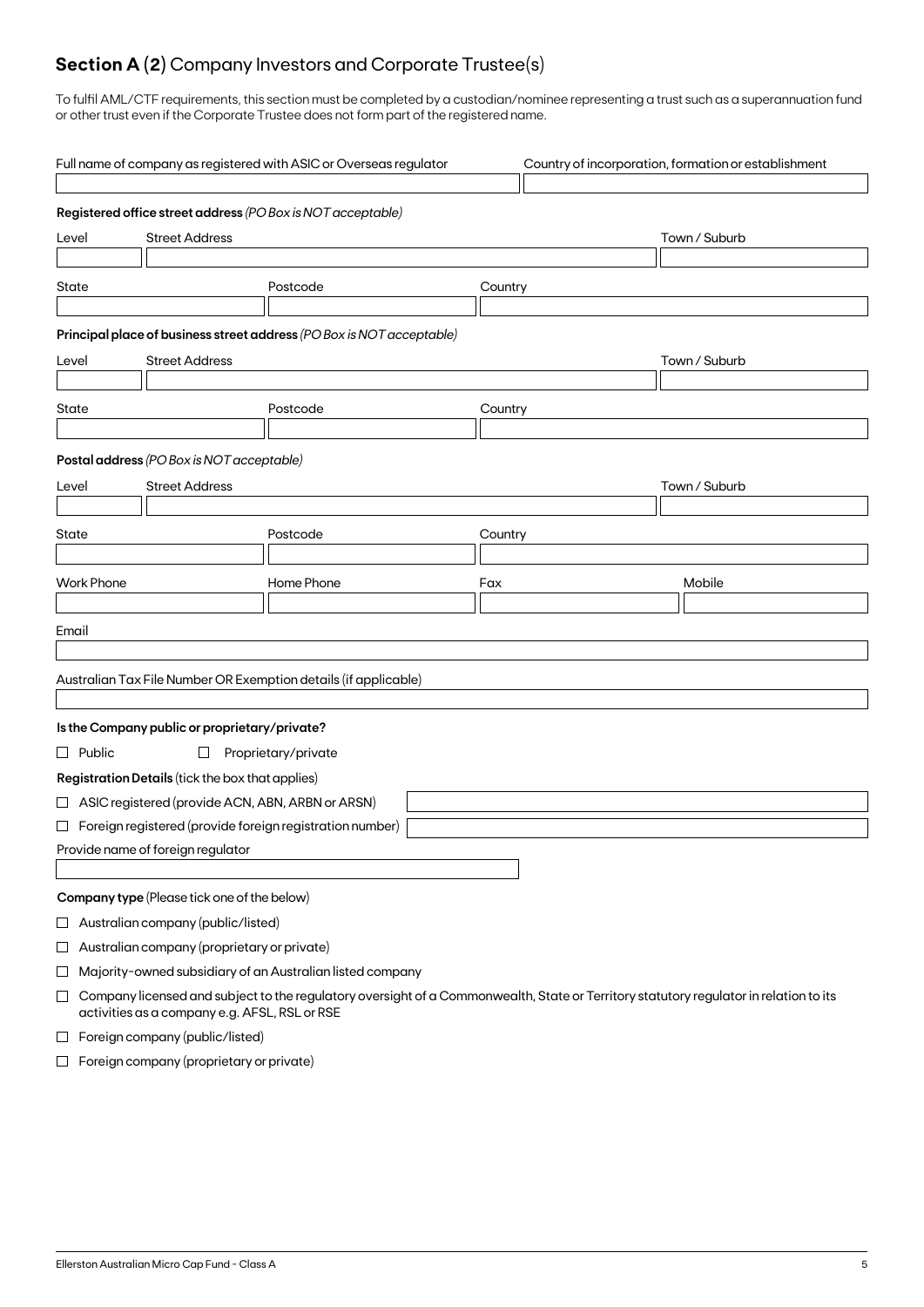## **Section A (2)** Company Investors and Corporate Trustee(s)

To fulfil AML/CTF requirements, this section must be completed by a custodian/nominee representing a trust such as a superannuation fund or other trust even if the Corporate Trustee does not form part of the registered name.

| Full name of company as registered with ASIC or Overseas regulator | Country of incorporation, formation or establishment |
|---|---|
| | |

**Registered office street address** *(PO Box is NOT acceptable)*

| Level | Street Address | Town / Suburb |
|---|---|---|
| | | |

| State | Postcode | Country |
|---|---|---|
| | | |

**Principal place of business street address** *(PO Box is NOT acceptable)*

| Level | Street Address | Town / Suburb |
|---|---|---|
| | | |

| State | Postcode | Country |
|---|---|---|
| | | |

**Postal address** *(PO Box is NOT acceptable)*

| Level | Street Address | Town / Suburb |
|---|---|---|
| | | |

| State | Postcode | Country |
|---|---|---|
| | | |

| Work Phone | Home Phone | Fax | Mobile |
|---|---|---|---|
| | | | |

Email

Australian Tax File Number OR Exemption details (if applicable)

**Is the Company public or proprietary/private?**

☐ Public ☐ Proprietary/private

**Registration Details** (tick the box that applies)

☐ ASIC registered (provide ACN, ABN, ARBN or ARSN)

☐ Foreign registered (provide foreign registration number)

Provide name of foreign regulator

**Company type** (Please tick one of the below)

☐ Australian company (public/listed)

☐ Australian company (proprietary or private)

☐ Majority-owned subsidiary of an Australian listed company

☐ Company licensed and subject to the regulatory oversight of a Commonwealth, State or Territory statutory regulator in relation to its activities as a company e.g. AFSL, RSL or RSE

☐ Foreign company (public/listed)

☐ Foreign company (proprietary or private)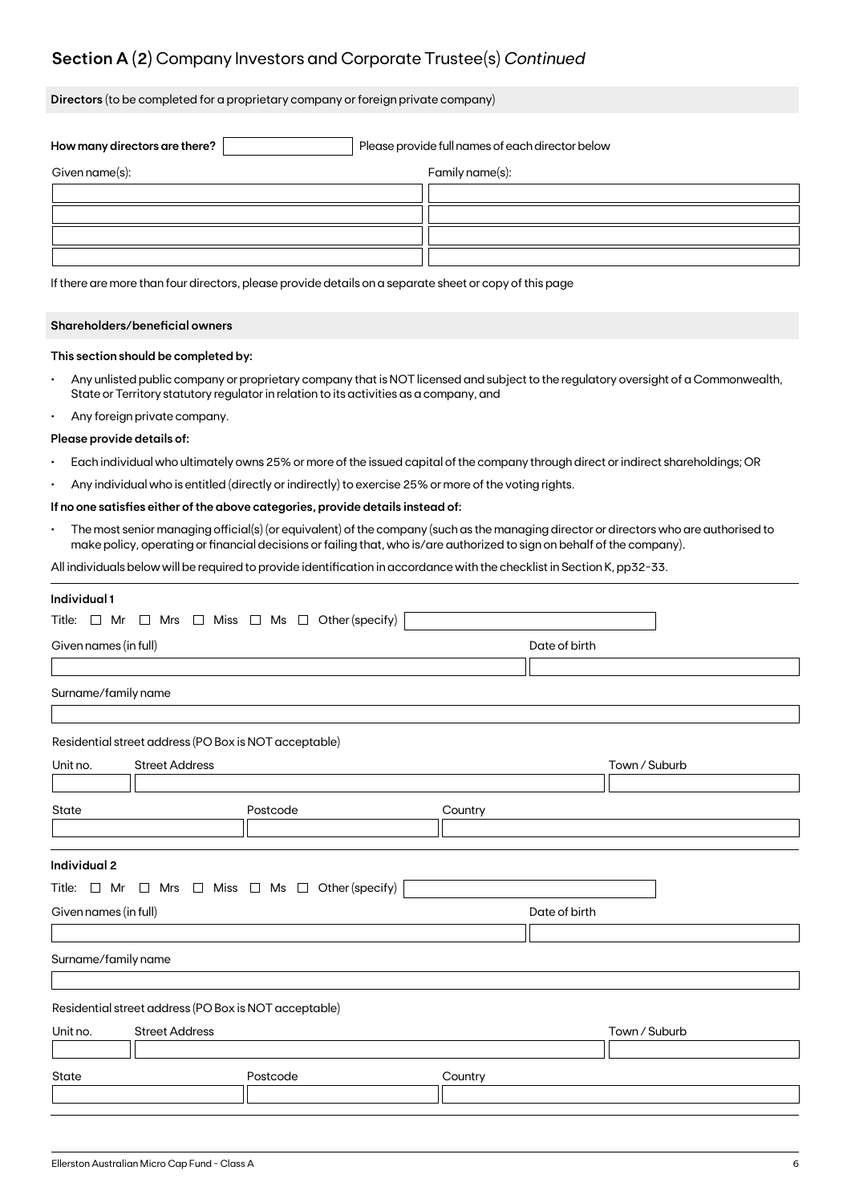## Section A (2) Company Investors and Corporate Trustee(s) *Continued*

**Directors** (to be completed for a proprietary company or foreign private company)

**How many directors are there?** ______ Please provide full names of each director below

| Given name(s): | Family name(s): |
|---|---|
| | |
| | |
| | |
| | |

If there are more than four directors, please provide details on a separate sheet or copy of this page

**Shareholders/beneficial owners**

**This section should be completed by:**

- Any unlisted public company or proprietary company that is NOT licensed and subject to the regulatory oversight of a Commonwealth, State or Territory statutory regulator in relation to its activities as a company, and
- Any foreign private company.

**Please provide details of:**

- Each individual who ultimately owns 25% or more of the issued capital of the company through direct or indirect shareholdings; OR
- Any individual who is entitled (directly or indirectly) to exercise 25% or more of the voting rights.

**If no one satisfies either of the above categories, provide details instead of:**

- The most senior managing official(s) (or equivalent) of the company (such as the managing director or directors who are authorised to make policy, operating or financial decisions or failing that, who is/are authorized to sign on behalf of the company).

All individuals below will be required to provide identification in accordance with the checklist in Section K, pp32-33.

**Individual 1**

Title: ☐ Mr ☐ Mrs ☐ Miss ☐ Ms ☐ Other (specify) ______

Given names (in full) ______ Date of birth ______

Surname/family name ______

Residential street address (PO Box is NOT acceptable)

Unit no. ______ Street Address ______ Town / Suburb ______

State ______ Postcode ______ Country ______

**Individual 2**

Title: ☐ Mr ☐ Mrs ☐ Miss ☐ Ms ☐ Other (specify) ______

Given names (in full) ______ Date of birth ______

Surname/family name ______

Residential street address (PO Box is NOT acceptable)

Unit no. ______ Street Address ______ Town / Suburb ______

State ______ Postcode ______ Country ______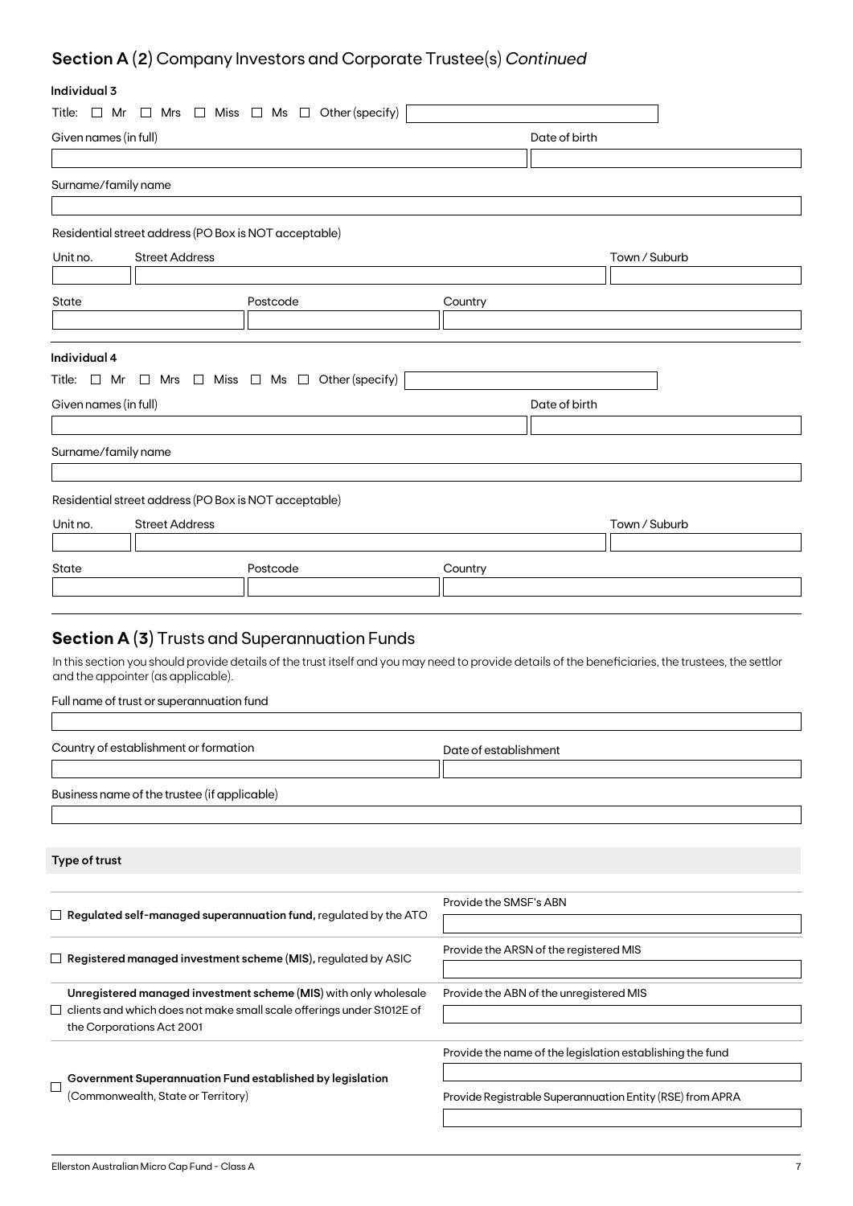## Section A (2) Company Investors and Corporate Trustee(s) *Continued*

**Individual 3**

Title: ☐ Mr ☐ Mrs ☐ Miss ☐ Ms ☐ Other (specify)

Given names (in full)

Date of birth

Surname/family name

Residential street address (PO Box is NOT acceptable)

Unit no. | Street Address | Town / Suburb

State | Postcode | Country

**Individual 4**

Title: ☐ Mr ☐ Mrs ☐ Miss ☐ Ms ☐ Other (specify)

Given names (in full)

Date of birth

Surname/family name

Residential street address (PO Box is NOT acceptable)

Unit no. | Street Address | Town / Suburb

State | Postcode | Country

## Section A (3) Trusts and Superannuation Funds

In this section you should provide details of the trust itself and you may need to provide details of the beneficiaries, the trustees, the settlor and the appointer (as applicable).

Full name of trust or superannuation fund

Country of establishment or formation

Date of establishment

Business name of the trustee (if applicable)

**Type of trust**

| | |
|---|---|
| ☐ **Regulated self-managed superannuation fund,** regulated by the ATO | Provide the SMSF's ABN |
| ☐ **Registered managed investment scheme (MIS),** regulated by ASIC | Provide the ARSN of the registered MIS |
| ☐ **Unregistered managed investment scheme (MIS)** with only wholesale clients and which does not make small scale offerings under S1012E of the Corporations Act 2001 | Provide the ABN of the unregistered MIS |
| ☐ **Government Superannuation Fund established by legislation** (Commonwealth, State or Territory) | Provide the name of the legislation establishing the fund<br>Provide Registrable Superannuation Entity (RSE) from APRA |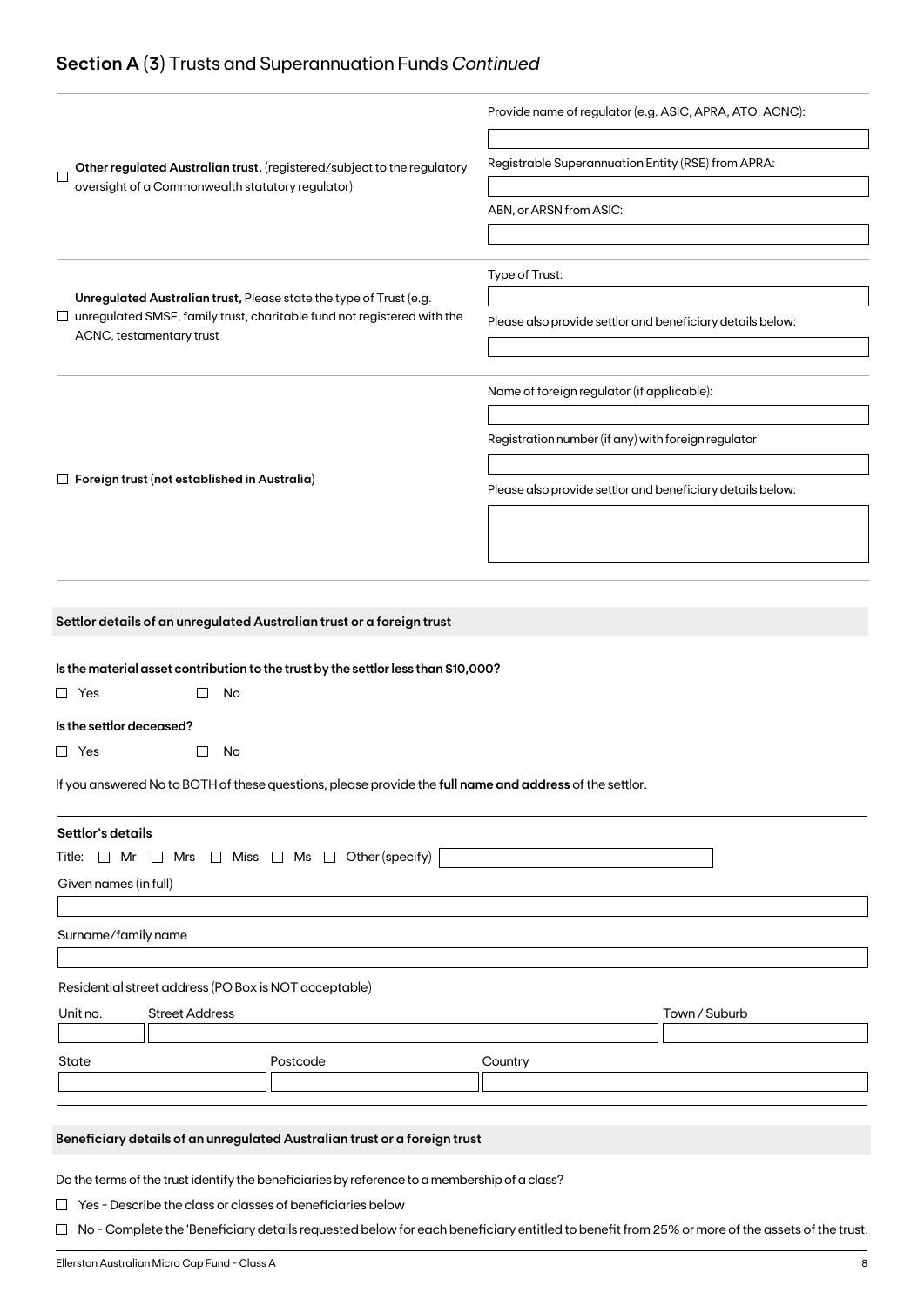## Section A (3) Trusts and Superannuation Funds *Continued*

| | |
|---|---|
| ☐ **Other regulated Australian trust,** (registered/subject to the regulatory oversight of a Commonwealth statutory regulator) | Provide name of regulator (e.g. ASIC, APRA, ATO, ACNC): ______<br>Registrable Superannuation Entity (RSE) from APRA: ______<br>ABN, or ARSN from ASIC: ______ |
| ☐ **Unregulated Australian trust,** Please state the type of Trust (e.g. unregulated SMSF, family trust, charitable fund not registered with the ACNC, testamentary trust | Type of Trust: ______<br>Please also provide settlor and beneficiary details below: ______ |
| ☐ **Foreign trust (not established in Australia)** | Name of foreign regulator (if applicable): ______<br>Registration number (if any) with foreign regulator ______<br>Please also provide settlor and beneficiary details below: ______ |

### Settlor details of an unregulated Australian trust or a foreign trust

**Is the material asset contribution to the trust by the settlor less than $10,000?**

☐ Yes ☐ No

**Is the settlor deceased?**

☐ Yes ☐ No

If you answered No to BOTH of these questions, please provide the **full name and address** of the settlor.

**Settlor's details**

Title: ☐ Mr ☐ Mrs ☐ Miss ☐ Ms ☐ Other (specify) ______

Given names (in full)

______

Surname/family name

______

Residential street address (PO Box is NOT acceptable)

| Unit no. | Street Address | Town / Suburb |
|---|---|---|
| | | |

| State | Postcode | Country |
|---|---|---|
| | | |

### Beneficiary details of an unregulated Australian trust or a foreign trust

Do the terms of the trust identify the beneficiaries by reference to a membership of a class?

☐ Yes - Describe the class or classes of beneficiaries below

☐ No - Complete the 'Beneficiary details requested below for each beneficiary entitled to benefit from 25% or more of the assets of the trust.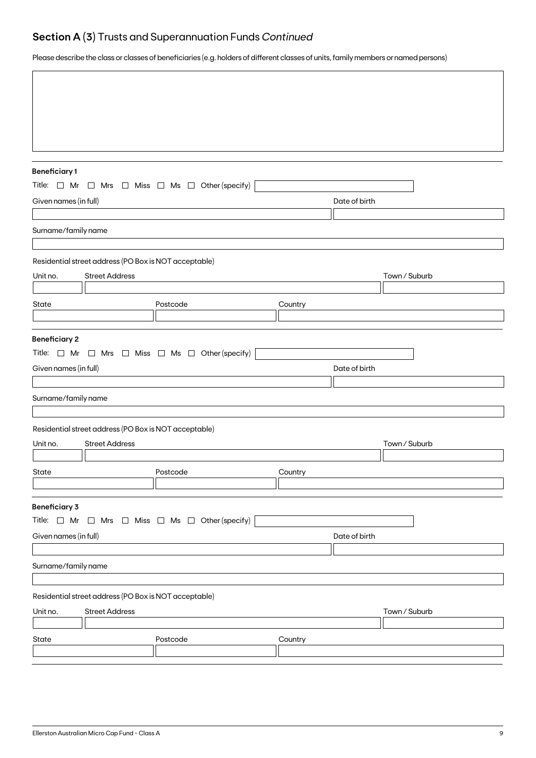## Section A (3) Trusts and Superannuation Funds *Continued*

Please describe the class or classes of beneficiaries (e.g. holders of different classes of units, family members or named persons)

|  |
|---|
|  |

**Beneficiary 1**

Title: ☐ Mr ☐ Mrs ☐ Miss ☐ Ms ☐ Other (specify)

| Given names (in full) | Date of birth |
|---|---|
|  |  |

Surname/family name

Residential street address (PO Box is NOT acceptable)

| Unit no. | Street Address | Town / Suburb |
|---|---|---|
|  |  |  |

| State | Postcode | Country |
|---|---|---|
|  |  |  |

**Beneficiary 2**

Title: ☐ Mr ☐ Mrs ☐ Miss ☐ Ms ☐ Other (specify)

| Given names (in full) | Date of birth |
|---|---|
|  |  |

Surname/family name

Residential street address (PO Box is NOT acceptable)

| Unit no. | Street Address | Town / Suburb |
|---|---|---|
|  |  |  |

| State | Postcode | Country |
|---|---|---|
|  |  |  |

**Beneficiary 3**

Title: ☐ Mr ☐ Mrs ☐ Miss ☐ Ms ☐ Other (specify)

| Given names (in full) | Date of birth |
|---|---|
|  |  |

Surname/family name

Residential street address (PO Box is NOT acceptable)

| Unit no. | Street Address | Town / Suburb |
|---|---|---|
|  |  |  |

| State | Postcode | Country |
|---|---|---|
|  |  |  |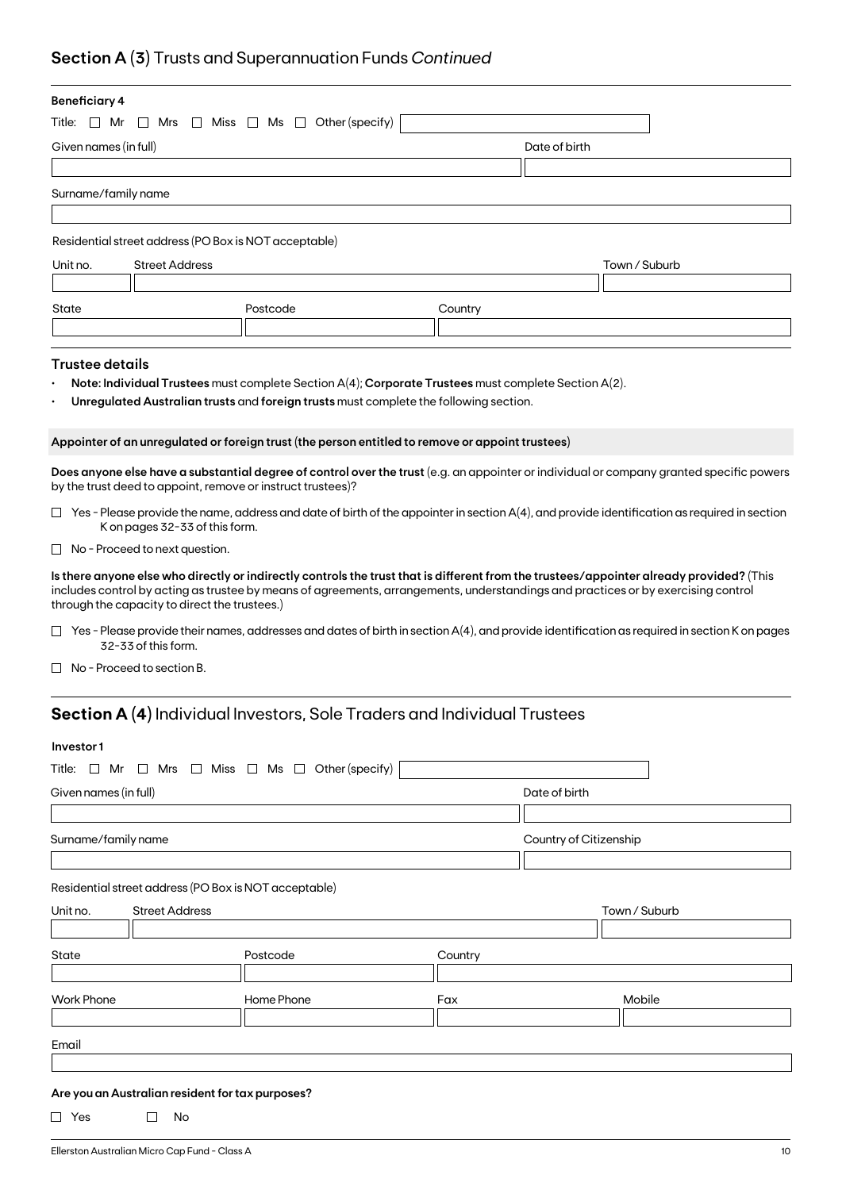## Section A (3) Trusts and Superannuation Funds *Continued*

**Beneficiary 4**

Title: ☐ Mr ☐ Mrs ☐ Miss ☐ Ms ☐ Other (specify) ____________

Given names (in full) ____________ Date of birth ____________

Surname/family name ____________

Residential street address (PO Box is NOT acceptable)

Unit no. ____ Street Address ____________ Town / Suburb ____________

State ____ Postcode ____ Country ____________

### Trustee details

- **Note: Individual Trustees** must complete Section A(4); **Corporate Trustees** must complete Section A(2).
- **Unregulated Australian trusts** and **foreign trusts** must complete the following section.

**Appointer of an unregulated or foreign trust (the person entitled to remove or appoint trustees)**

**Does anyone else have a substantial degree of control over the trust** (e.g. an appointer or individual or company granted specific powers by the trust deed to appoint, remove or instruct trustees)?

☐ Yes - Please provide the name, address and date of birth of the appointer in section A(4), and provide identification as required in section K on pages 32-33 of this form.

☐ No - Proceed to next question.

**Is there anyone else who directly or indirectly controls the trust that is different from the trustees/appointer already provided?** (This includes control by acting as trustee by means of agreements, arrangements, understandings and practices or by exercising control through the capacity to direct the trustees.)

☐ Yes - Please provide their names, addresses and dates of birth in section A(4), and provide identification as required in section K on pages 32-33 of this form.

☐ No - Proceed to section B.

## Section A (4) Individual Investors, Sole Traders and Individual Trustees

**Investor 1**

Title: ☐ Mr ☐ Mrs ☐ Miss ☐ Ms ☐ Other (specify) ____________

Given names (in full) ____________ Date of birth ____________

Surname/family name ____________ Country of Citizenship ____________

Residential street address (PO Box is NOT acceptable)

Unit no. ____ Street Address ____________ Town / Suburb ____________

State ____ Postcode ____ Country ____________

Work Phone ____ Home Phone ____ Fax ____ Mobile ____

Email ____________

**Are you an Australian resident for tax purposes?**

☐ Yes ☐ No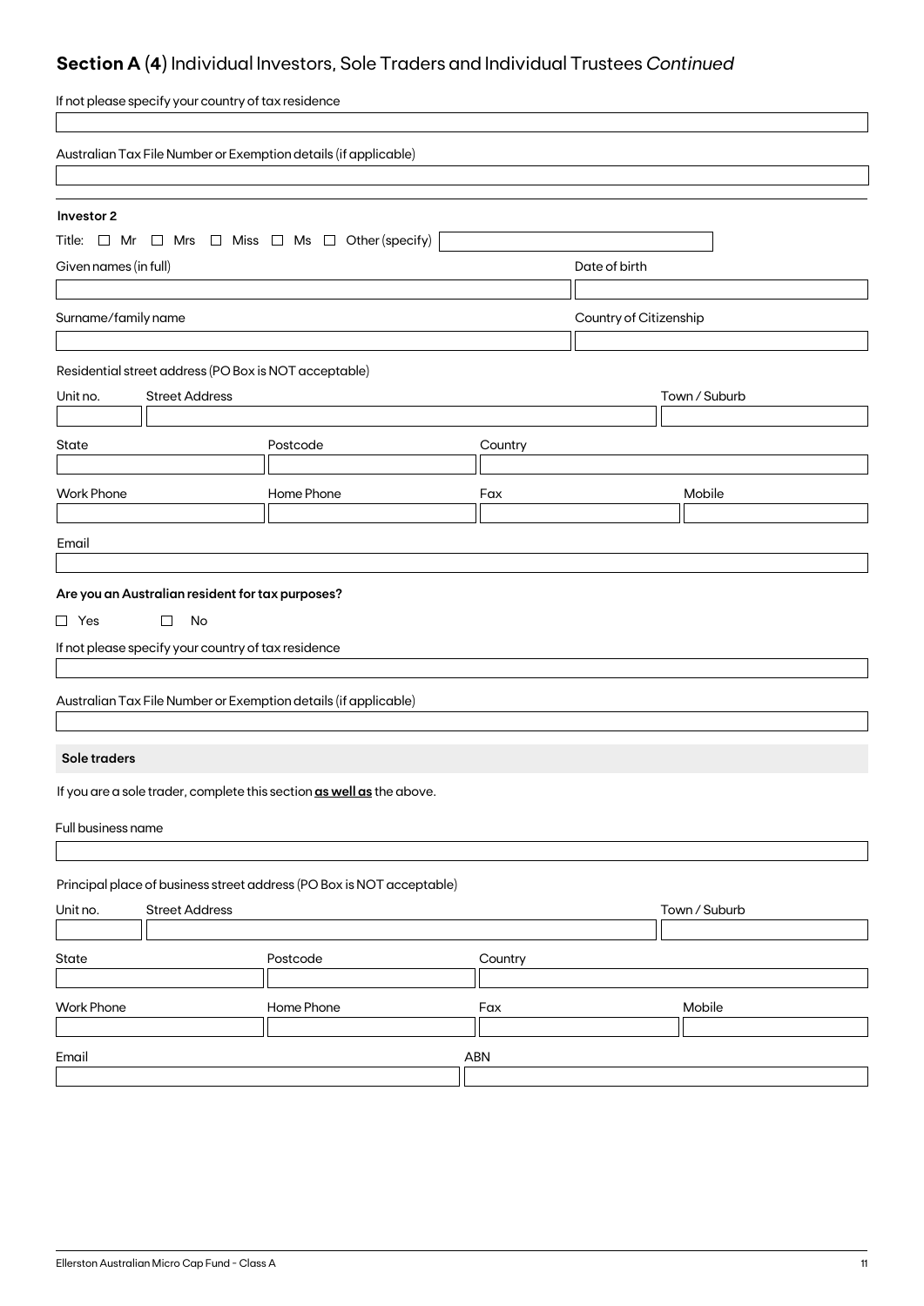## **Section A (4)** Individual Investors, Sole Traders and Individual Trustees *Continued*

If not please specify your country of tax residence

Australian Tax File Number or Exemption details (if applicable)

**Investor 2**

Title: ☐ Mr ☐ Mrs ☐ Miss ☐ Ms ☐ Other (specify)

Given names (in full)

Date of birth

Surname/family name

Country of Citizenship

Residential street address (PO Box is NOT acceptable)

Unit no.

Street Address

Town / Suburb

State

Postcode

Country

Work Phone

Home Phone

Fax

Mobile

Email

**Are you an Australian resident for tax purposes?**

☐ Yes ☐ No

If not please specify your country of tax residence

Australian Tax File Number or Exemption details (if applicable)

**Sole traders**

If you are a sole trader, complete this section **as well as** the above.

Full business name

Principal place of business street address (PO Box is NOT acceptable)

Unit no.

Street Address

Town / Suburb

State

Postcode

Country

Work Phone

Home Phone

Fax

Mobile

Email

ABN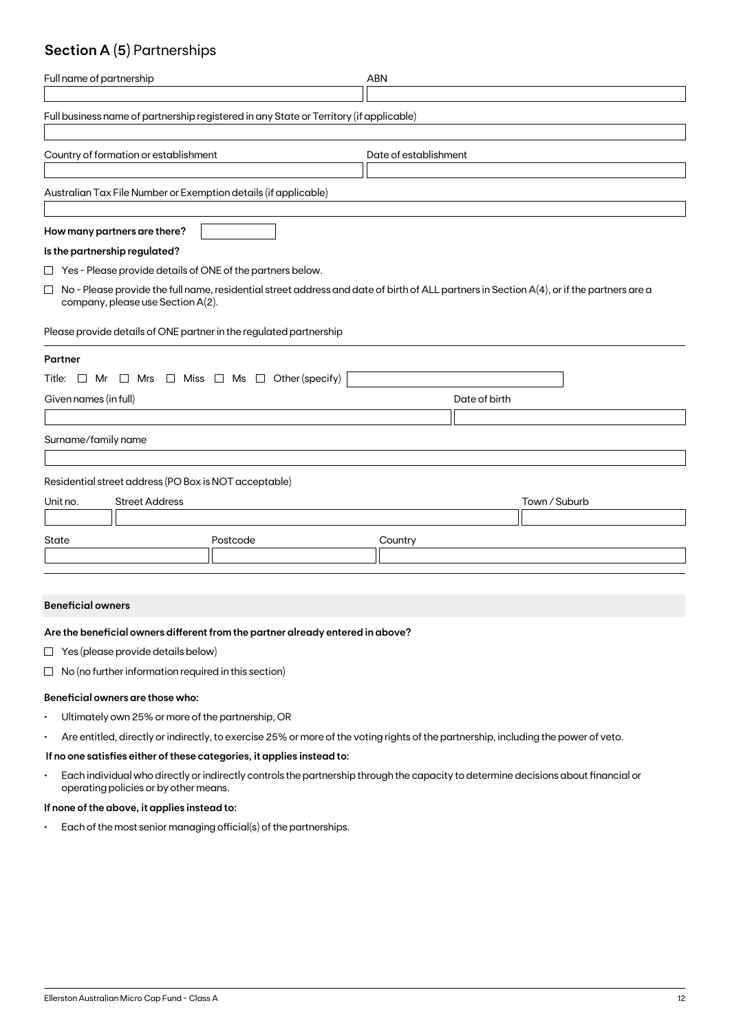## Section A (5) Partnerships

| Full name of partnership | ABN |
| --- | --- |
| | |

Full business name of partnership registered in any State or Territory (if applicable)

| Country of formation or establishment | Date of establishment |
| --- | --- |
| | |

Australian Tax File Number or Exemption details (if applicable)

**How many partners are there?**

**Is the partnership regulated?**

- ☐ Yes - Please provide details of ONE of the partners below.
- ☐ No - Please provide the full name, residential street address and date of birth of ALL partners in Section A(4), or if the partners are a company, please use Section A(2).

Please provide details of ONE partner in the regulated partnership

**Partner**

Title: ☐ Mr ☐ Mrs ☐ Miss ☐ Ms ☐ Other (specify)

| Given names (in full) | Date of birth |
| --- | --- |
| | |

Surname/family name

Residential street address (PO Box is NOT acceptable)

| Unit no. | Street Address | Town / Suburb |
| --- | --- | --- |
| | | |

| State | Postcode | Country |
| --- | --- | --- |
| | | |

**Beneficial owners**

**Are the beneficial owners different from the partner already entered in above?**

- ☐ Yes (please provide details below)
- ☐ No (no further information required in this section)

**Beneficial owners are those who:**

- Ultimately own 25% or more of the partnership, OR
- Are entitled, directly or indirectly, to exercise 25% or more of the voting rights of the partnership, including the power of veto.

**If no one satisfies either of these categories, it applies instead to:**

- Each individual who directly or indirectly controls the partnership through the capacity to determine decisions about financial or operating policies or by other means.

**If none of the above, it applies instead to:**

- Each of the most senior managing official(s) of the partnerships.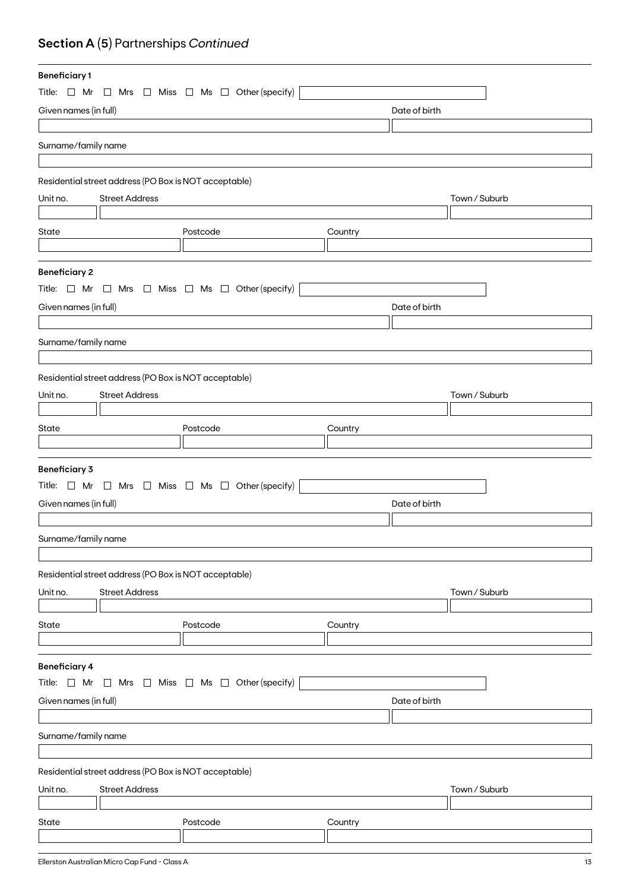## Section A (5) Partnerships *Continued*

**Beneficiary 1**

Title: ☐ Mr ☐ Mrs ☐ Miss ☐ Ms ☐ Other (specify)

Given names (in full)

Date of birth

Surname/family name

Residential street address (PO Box is NOT acceptable)

Unit no. Street Address Town / Suburb

State Postcode Country

**Beneficiary 2**

Title: ☐ Mr ☐ Mrs ☐ Miss ☐ Ms ☐ Other (specify)

Given names (in full)

Date of birth

Surname/family name

Residential street address (PO Box is NOT acceptable)

Unit no. Street Address Town / Suburb

State Postcode Country

**Beneficiary 3**

Title: ☐ Mr ☐ Mrs ☐ Miss ☐ Ms ☐ Other (specify)

Given names (in full)

Date of birth

Surname/family name

Residential street address (PO Box is NOT acceptable)

Unit no. Street Address Town / Suburb

State Postcode Country

**Beneficiary 4**

Title: ☐ Mr ☐ Mrs ☐ Miss ☐ Ms ☐ Other (specify)

Given names (in full)

Date of birth

Surname/family name

Residential street address (PO Box is NOT acceptable)

Unit no. Street Address Town / Suburb

State Postcode Country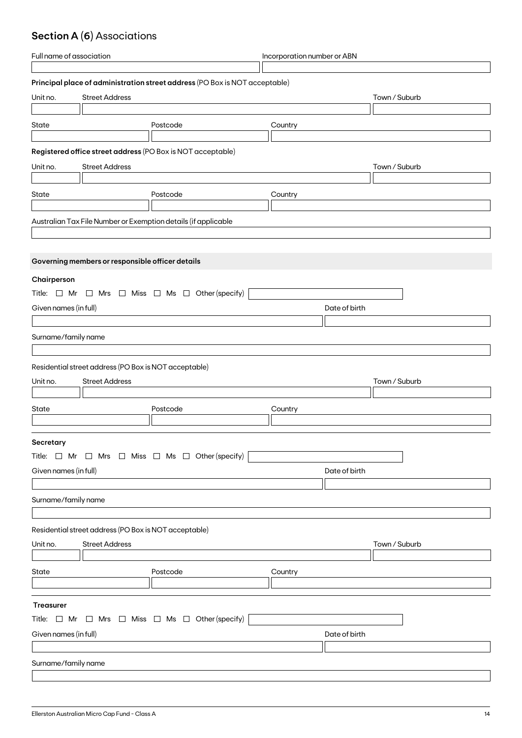## **Section A** (**6**) Associations

Full name of association | Incorporation number or ABN

**Principal place of administration street address** (PO Box is NOT acceptable)

Unit no. | Street Address | Town / Suburb

State | Postcode | Country

**Registered office street address** (PO Box is NOT acceptable)

Unit no. | Street Address | Town / Suburb

State | Postcode | Country

Australian Tax File Number or Exemption details (if applicable

### Governing members or responsible officer details

**Chairperson**

Title: ☐ Mr ☐ Mrs ☐ Miss ☐ Ms ☐ Other (specify)

Given names (in full) | Date of birth

Surname/family name

Residential street address (PO Box is NOT acceptable)

Unit no. | Street Address | Town / Suburb

State | Postcode | Country

**Secretary**

Title: ☐ Mr ☐ Mrs ☐ Miss ☐ Ms ☐ Other (specify)

Given names (in full) | Date of birth

Surname/family name

Residential street address (PO Box is NOT acceptable)

Unit no. | Street Address | Town / Suburb

State | Postcode | Country

**Treasurer**

Title: ☐ Mr ☐ Mrs ☐ Miss ☐ Ms ☐ Other (specify)

Given names (in full) | Date of birth

Surname/family name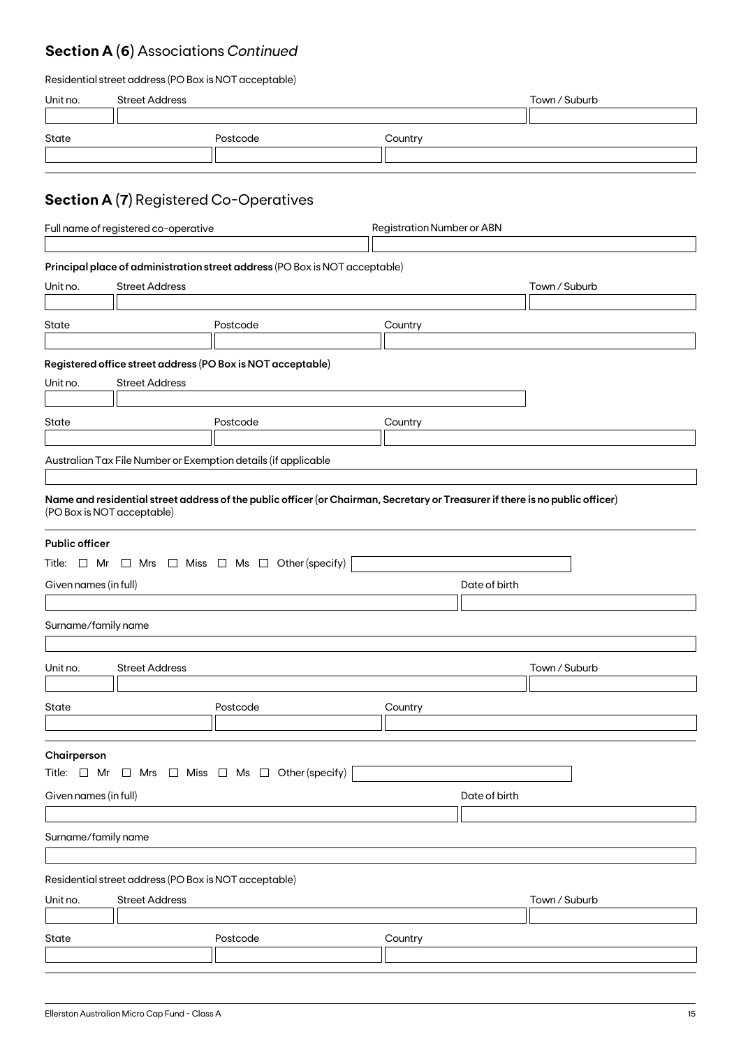## **Section A (6)** Associations *Continued*

Residential street address (PO Box is NOT acceptable)

| Unit no. | Street Address | Town / Suburb |
|---|---|---|
| | | |

| State | Postcode | Country |
|---|---|---|
| | | |

## **Section A (7)** Registered Co-Operatives

| Full name of registered co-operative | Registration Number or ABN |
|---|---|
| | |

**Principal place of administration street address** (PO Box is NOT acceptable)

| Unit no. | Street Address | Town / Suburb |
|---|---|---|
| | | |

| State | Postcode | Country |
|---|---|---|
| | | |

**Registered office street address (PO Box is NOT acceptable)**

| Unit no. | Street Address |
|---|---|
| | |

| State | Postcode | Country |
|---|---|---|
| | | |

Australian Tax File Number or Exemption details (if applicable

| |
|---|
| |

**Name and residential street address of the public officer (or Chairman, Secretary or Treasurer if there is no public officer)** (PO Box is NOT acceptable)

**Public officer**

Title: ☐ Mr ☐ Mrs ☐ Miss ☐ Ms ☐ Other (specify) ______

| Given names (in full) | Date of birth |
|---|---|
| | |

| Surname/family name |
|---|
| |

| Unit no. | Street Address | Town / Suburb |
|---|---|---|
| | | |

| State | Postcode | Country |
|---|---|---|
| | | |

**Chairperson**

Title: ☐ Mr ☐ Mrs ☐ Miss ☐ Ms ☐ Other (specify) ______

| Given names (in full) | Date of birth |
|---|---|
| | |

| Surname/family name |
|---|
| |

Residential street address (PO Box is NOT acceptable)

| Unit no. | Street Address | Town / Suburb |
|---|---|---|
| | | |

| State | Postcode | Country |
|---|---|---|
| | | |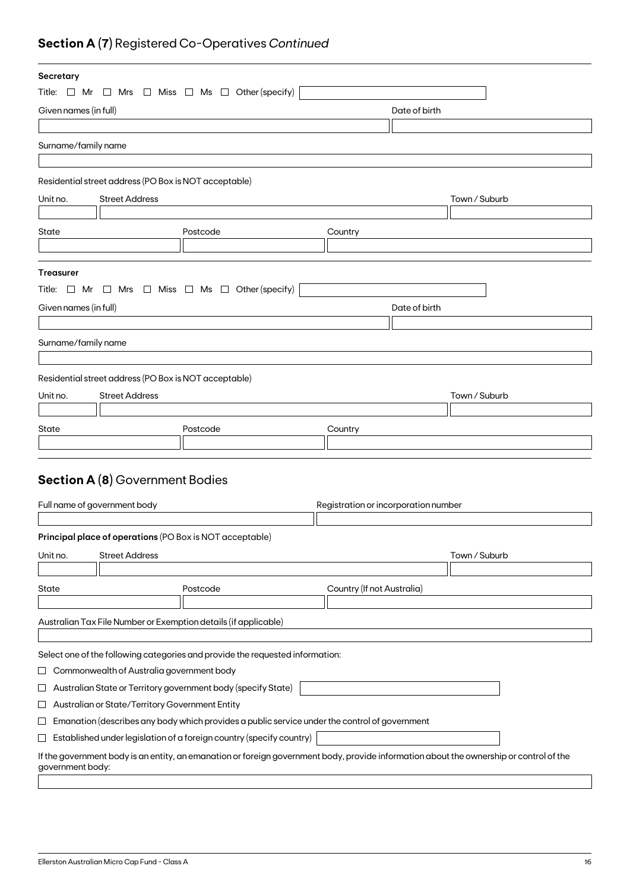## **Section A (7)** Registered Co-Operatives *Continued*

**Secretary**

Title: ☐ Mr ☐ Mrs ☐ Miss ☐ Ms ☐ Other (specify)

Given names (in full)

Date of birth

Surname/family name

Residential street address (PO Box is NOT acceptable)

Unit no. | Street Address | Town / Suburb

State | Postcode | Country

**Treasurer**

Title: ☐ Mr ☐ Mrs ☐ Miss ☐ Ms ☐ Other (specify)

Given names (in full)

Date of birth

Surname/family name

Residential street address (PO Box is NOT acceptable)

Unit no. | Street Address | Town / Suburb

State | Postcode | Country

## **Section A (8)** Government Bodies

Full name of government body

Registration or incorporation number

**Principal place of operations** (PO Box is NOT acceptable)

Unit no. | Street Address | Town / Suburb

State | Postcode | Country (If not Australia)

Australian Tax File Number or Exemption details (if applicable)

Select one of the following categories and provide the requested information:

☐ Commonwealth of Australia government body

☐ Australian State or Territory government body (specify State)

☐ Australian or State/Territory Government Entity

☐ Emanation (describes any body which provides a public service under the control of government

☐ Established under legislation of a foreign country (specify country)

If the government body is an entity, an emanation or foreign government body, provide information about the ownership or control of the government body: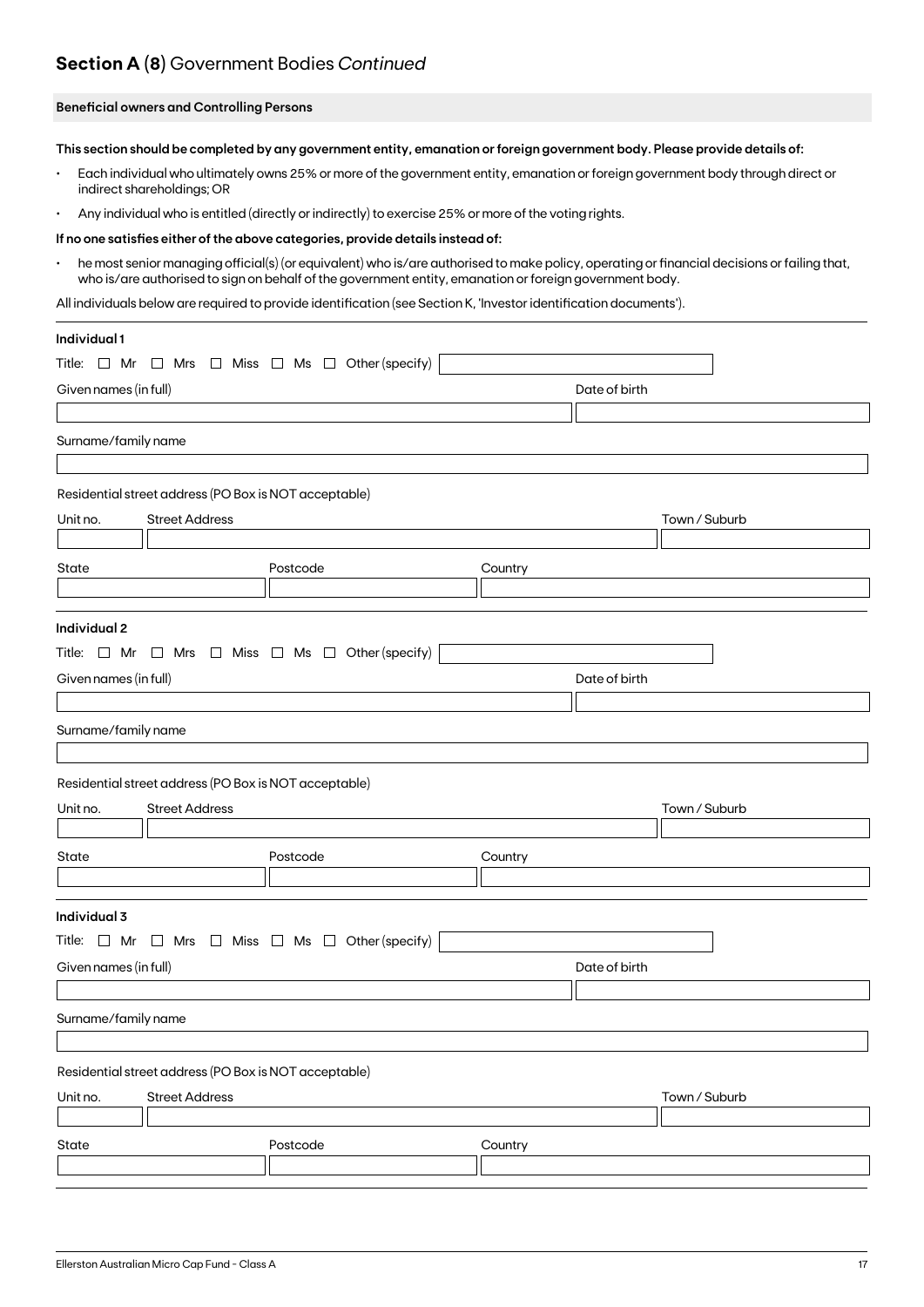## **Section A (8)** Government Bodies *Continued*

### Beneficial owners and Controlling Persons

**This section should be completed by any government entity, emanation or foreign government body. Please provide details of:**

- Each individual who ultimately owns 25% or more of the government entity, emanation or foreign government body through direct or indirect shareholdings; OR
- Any individual who is entitled (directly or indirectly) to exercise 25% or more of the voting rights.

**If no one satisfies either of the above categories, provide details instead of:**

- he most senior managing official(s) (or equivalent) who is/are authorised to make policy, operating or financial decisions or failing that, who is/are authorised to sign on behalf of the government entity, emanation or foreign government body.

All individuals below are required to provide identification (see Section K, 'Investor identification documents').

**Individual 1**

Title: ☐ Mr ☐ Mrs ☐ Miss ☐ Ms ☐ Other (specify)

Given names (in full) | Date of birth

Surname/family name

Residential street address (PO Box is NOT acceptable)

Unit no. | Street Address | Town / Suburb

State | Postcode | Country

**Individual 2**

Title: ☐ Mr ☐ Mrs ☐ Miss ☐ Ms ☐ Other (specify)

Given names (in full) | Date of birth

Surname/family name

Residential street address (PO Box is NOT acceptable)

Unit no. | Street Address | Town / Suburb

State | Postcode | Country

**Individual 3**

Title: ☐ Mr ☐ Mrs ☐ Miss ☐ Ms ☐ Other (specify)

Given names (in full) | Date of birth

Surname/family name

Residential street address (PO Box is NOT acceptable)

Unit no. | Street Address | Town / Suburb

State | Postcode | Country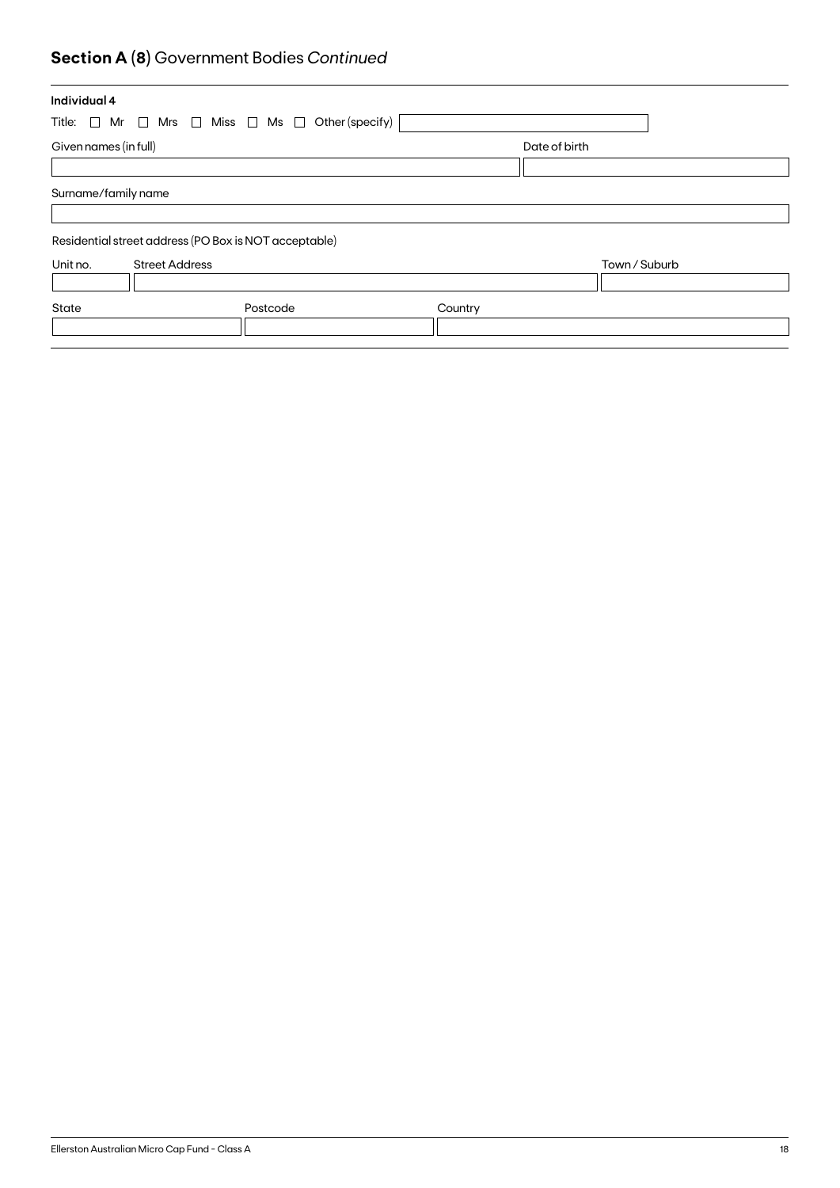## **Section A (8)** Government Bodies *Continued*

**Individual 4**

Title: ☐ Mr ☐ Mrs ☐ Miss ☐ Ms ☐ Other (specify)

| Given names (in full) | Date of birth |
| --- | --- |
| | |

| Surname/family name |
| --- |
| |

Residential street address (PO Box is NOT acceptable)

| Unit no. | Street Address | Town / Suburb |
| --- | --- | --- |
| | | |

| State | Postcode | Country |
| --- | --- | --- |
| | | |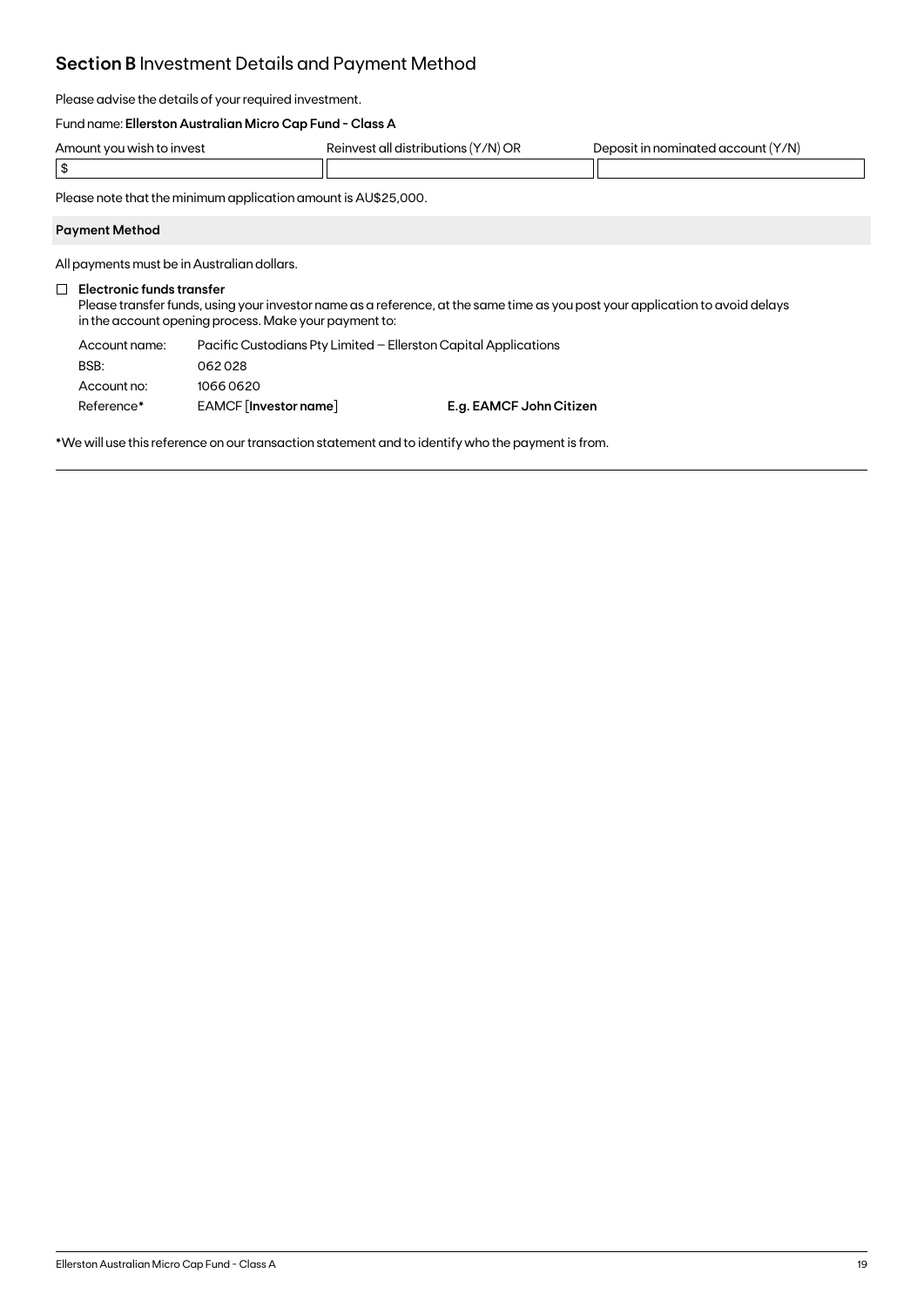## **Section B** Investment Details and Payment Method

Please advise the details of your required investment.

Fund name: **Ellerston Australian Micro Cap Fund - Class A**

| Amount you wish to invest | Reinvest all distributions (Y/N) OR | Deposit in nominated account (Y/N) |
|---|---|---|
| $ | | |

Please note that the minimum application amount is AU$25,000.

### Payment Method

All payments must be in Australian dollars.

☐ **Electronic funds transfer**
Please transfer funds, using your investor name as a reference, at the same time as you post your application to avoid delays in the account opening process. Make your payment to:

| | | |
|---|---|---|
| Account name: | Pacific Custodians Pty Limited – Ellerston Capital Applications | |
| BSB: | 062 028 | |
| Account no: | 1066 0620 | |
| Reference* | EAMCF [**Investor name**] | **E.g. EAMCF John Citizen** |

*We will use this reference on our transaction statement and to identify who the payment is from.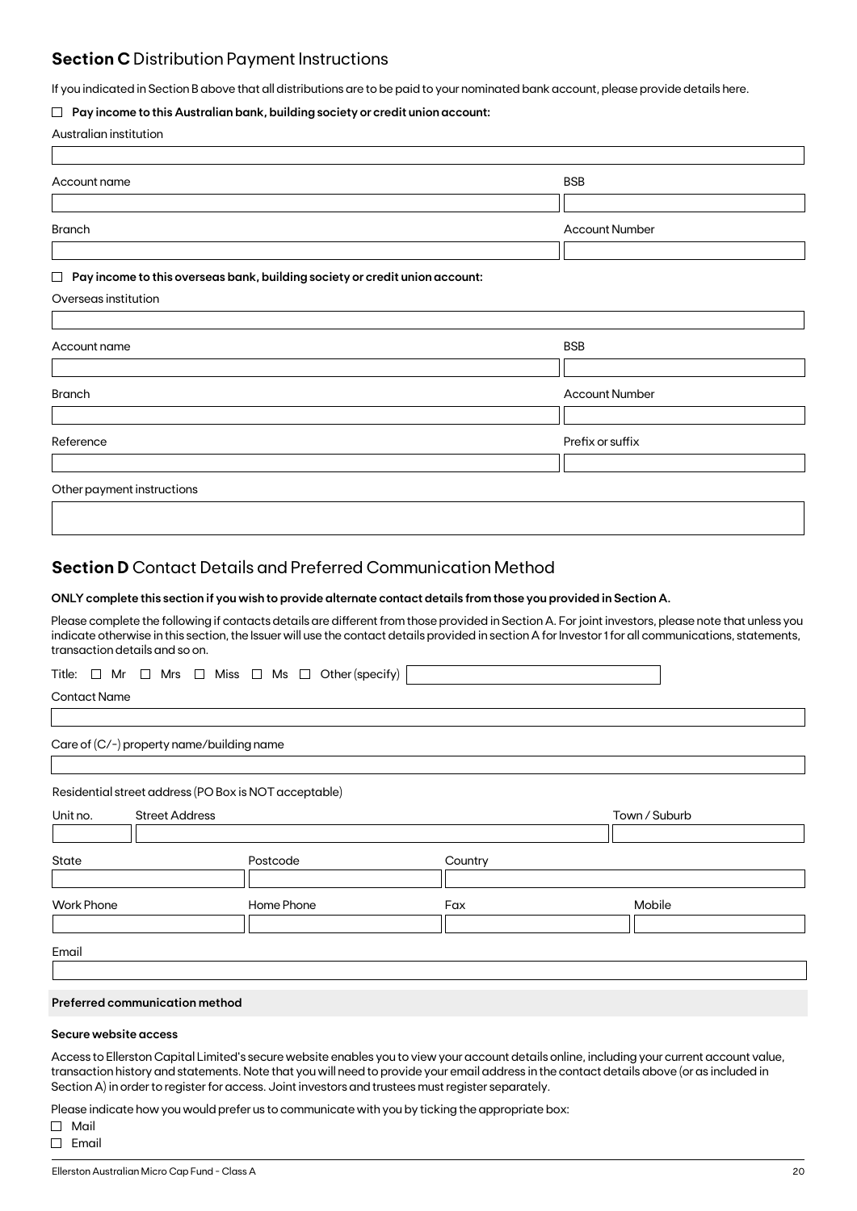## **Section C** Distribution Payment Instructions

If you indicated in Section B above that all distributions are to be paid to your nominated bank account, please provide details here.

☐ **Pay income to this Australian bank, building society or credit union account:**

Australian institution

| Account name | BSB |
|---|---|
| | |
| **Branch** | **Account Number** |
| | |

☐ **Pay income to this overseas bank, building society or credit union account:**

Overseas institution

| Account name | BSB |
|---|---|
| | |
| **Branch** | **Account Number** |
| | |
| **Reference** | **Prefix or suffix** |
| | |

Other payment instructions

## **Section D** Contact Details and Preferred Communication Method

**ONLY complete this section if you wish to provide alternate contact details from those you provided in Section A.**

Please complete the following if contacts details are different from those provided in Section A. For joint investors, please note that unless you indicate otherwise in this section, the Issuer will use the contact details provided in section A for Investor 1 for all communications, statements, transaction details and so on.

Title: ☐ Mr ☐ Mrs ☐ Miss ☐ Ms ☐ Other (specify)

Contact Name

Care of (C/-) property name/building name

Residential street address (PO Box is NOT acceptable)

| Unit no. | Street Address | Town / Suburb |
|---|---|---|
| | | |

| State | Postcode | Country | |
|---|---|---|---|
| | | | |
| **Work Phone** | **Home Phone** | **Fax** | **Mobile** |
| | | | |

Email

**Preferred communication method**

**Secure website access**

Access to Ellerston Capital Limited's secure website enables you to view your account details online, including your current account value, transaction history and statements. Note that you will need to provide your email address in the contact details above (or as included in Section A) in order to register for access. Joint investors and trustees must register separately.

Please indicate how you would prefer us to communicate with you by ticking the appropriate box:

☐ Mail
☐ Email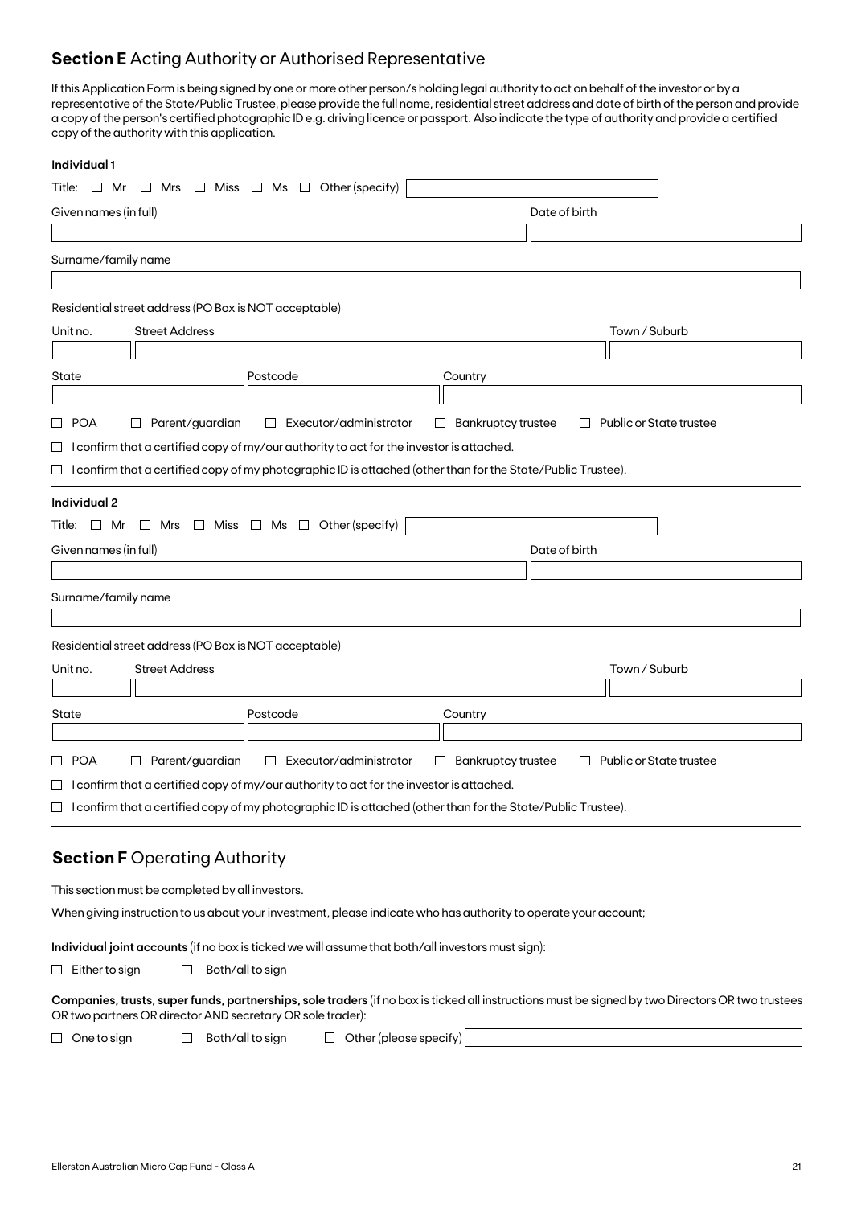## **Section E** Acting Authority or Authorised Representative

If this Application Form is being signed by one or more other person/s holding legal authority to act on behalf of the investor or by a representative of the State/Public Trustee, please provide the full name, residential street address and date of birth of the person and provide a copy of the person's certified photographic ID e.g. driving licence or passport. Also indicate the type of authority and provide a certified copy of the authority with this application.

**Individual 1**

Title: ☐ Mr ☐ Mrs ☐ Miss ☐ Ms ☐ Other (specify) \_\_\_\_\_\_\_\_\_\_

Given names (in full) \_\_\_\_\_\_\_\_\_\_ Date of birth \_\_\_\_\_\_\_\_\_\_

Surname/family name \_\_\_\_\_\_\_\_\_\_

Residential street address (PO Box is NOT acceptable)

Unit no. \_\_\_\_ Street Address \_\_\_\_\_\_\_\_\_\_ Town / Suburb \_\_\_\_\_\_\_\_\_\_

State \_\_\_\_ Postcode \_\_\_\_ Country \_\_\_\_\_\_\_\_\_\_

☐ POA ☐ Parent/guardian ☐ Executor/administrator ☐ Bankruptcy trustee ☐ Public or State trustee

☐ I confirm that a certified copy of my/our authority to act for the investor is attached.

☐ I confirm that a certified copy of my photographic ID is attached (other than for the State/Public Trustee).

**Individual 2**

Title: ☐ Mr ☐ Mrs ☐ Miss ☐ Ms ☐ Other (specify) \_\_\_\_\_\_\_\_\_\_

Given names (in full) \_\_\_\_\_\_\_\_\_\_ Date of birth \_\_\_\_\_\_\_\_\_\_

Surname/family name \_\_\_\_\_\_\_\_\_\_

Residential street address (PO Box is NOT acceptable)

Unit no. \_\_\_\_ Street Address \_\_\_\_\_\_\_\_\_\_ Town / Suburb \_\_\_\_\_\_\_\_\_\_

State \_\_\_\_ Postcode \_\_\_\_ Country \_\_\_\_\_\_\_\_\_\_

☐ POA ☐ Parent/guardian ☐ Executor/administrator ☐ Bankruptcy trustee ☐ Public or State trustee

☐ I confirm that a certified copy of my/our authority to act for the investor is attached.

☐ I confirm that a certified copy of my photographic ID is attached (other than for the State/Public Trustee).

## **Section F** Operating Authority

This section must be completed by all investors.

When giving instruction to us about your investment, please indicate who has authority to operate your account;

**Individual joint accounts** (if no box is ticked we will assume that both/all investors must sign):

☐ Either to sign ☐ Both/all to sign

**Companies, trusts, super funds, partnerships, sole traders** (if no box is ticked all instructions must be signed by two Directors OR two trustees OR two partners OR director AND secretary OR sole trader):

☐ One to sign ☐ Both/all to sign ☐ Other (please specify) \_\_\_\_\_\_\_\_\_\_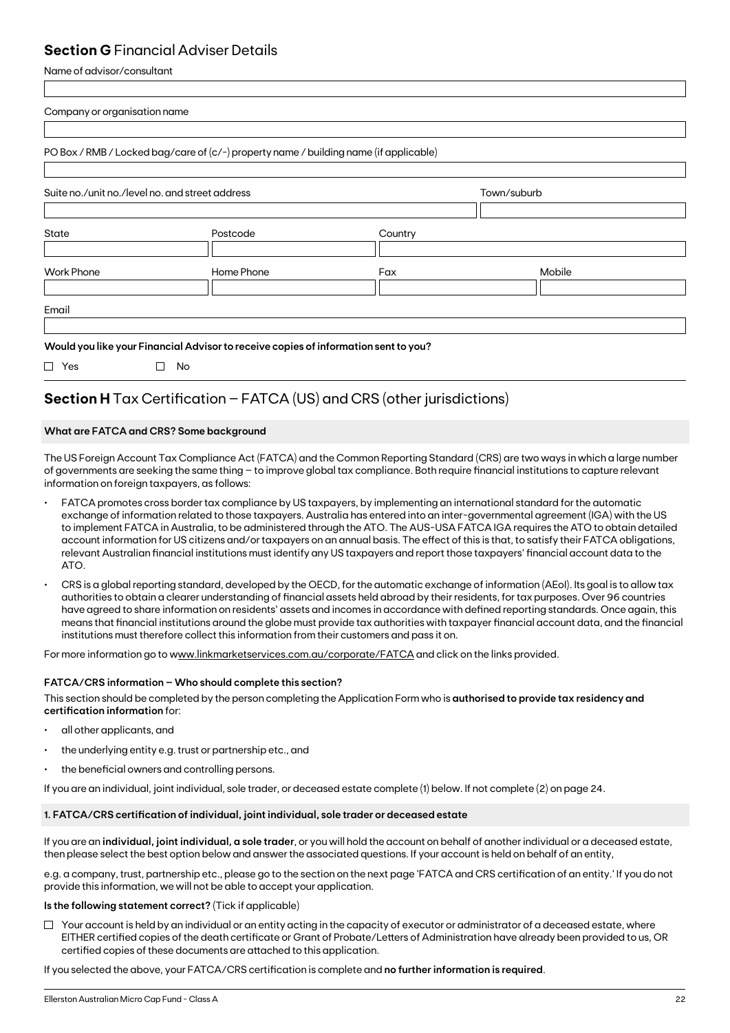## **Section G** Financial Adviser Details

Name of advisor/consultant

Company or organisation name

PO Box / RMB / Locked bag/care of (c/-) property name / building name (if applicable)

Suite no./unit no./level no. and street address

Town/suburb

State

Postcode

Country

Work Phone

Home Phone

Fax

Mobile

Email

**Would you like your Financial Advisor to receive copies of information sent to you?**

☐ Yes ☐ No

## **Section H** Tax Certification – FATCA (US) and CRS (other jurisdictions)

**What are FATCA and CRS? Some background**

The US Foreign Account Tax Compliance Act (FATCA) and the Common Reporting Standard (CRS) are two ways in which a large number of governments are seeking the same thing – to improve global tax compliance. Both require financial institutions to capture relevant information on foreign taxpayers, as follows:

- FATCA promotes cross border tax compliance by US taxpayers, by implementing an international standard for the automatic exchange of information related to those taxpayers. Australia has entered into an inter-governmental agreement (IGA) with the US to implement FATCA in Australia, to be administered through the ATO. The AUS-USA FATCA IGA requires the ATO to obtain detailed account information for US citizens and/or taxpayers on an annual basis. The effect of this is that, to satisfy their FATCA obligations, relevant Australian financial institutions must identify any US taxpayers and report those taxpayers' financial account data to the ATO.
- CRS is a global reporting standard, developed by the OECD, for the automatic exchange of information (AEoI). Its goal is to allow tax authorities to obtain a clearer understanding of financial assets held abroad by their residents, for tax purposes. Over 96 countries have agreed to share information on residents' assets and incomes in accordance with defined reporting standards. Once again, this means that financial institutions around the globe must provide tax authorities with taxpayer financial account data, and the financial institutions must therefore collect this information from their customers and pass it on.

For more information go to www.linkmarketservices.com.au/corporate/FATCA and click on the links provided.

**FATCA/CRS information – Who should complete this section?**

This section should be completed by the person completing the Application Form who is **authorised to provide tax residency and certification information** for:

- all other applicants, and
- the underlying entity e.g. trust or partnership etc., and
- the beneficial owners and controlling persons.

If you are an individual, joint individual, sole trader, or deceased estate complete (1) below. If not complete (2) on page 24.

**1. FATCA/CRS certification of individual, joint individual, sole trader or deceased estate**

If you are an **individual, joint individual, a sole trader**, or you will hold the account on behalf of another individual or a deceased estate, then please select the best option below and answer the associated questions. If your account is held on behalf of an entity,

e.g. a company, trust, partnership etc., please go to the section on the next page 'FATCA and CRS certification of an entity.' If you do not provide this information, we will not be able to accept your application.

**Is the following statement correct?** (Tick if applicable)

☐ Your account is held by an individual or an entity acting in the capacity of executor or administrator of a deceased estate, where EITHER certified copies of the death certificate or Grant of Probate/Letters of Administration have already been provided to us, OR certified copies of these documents are attached to this application.

If you selected the above, your FATCA/CRS certification is complete and **no further information is required**.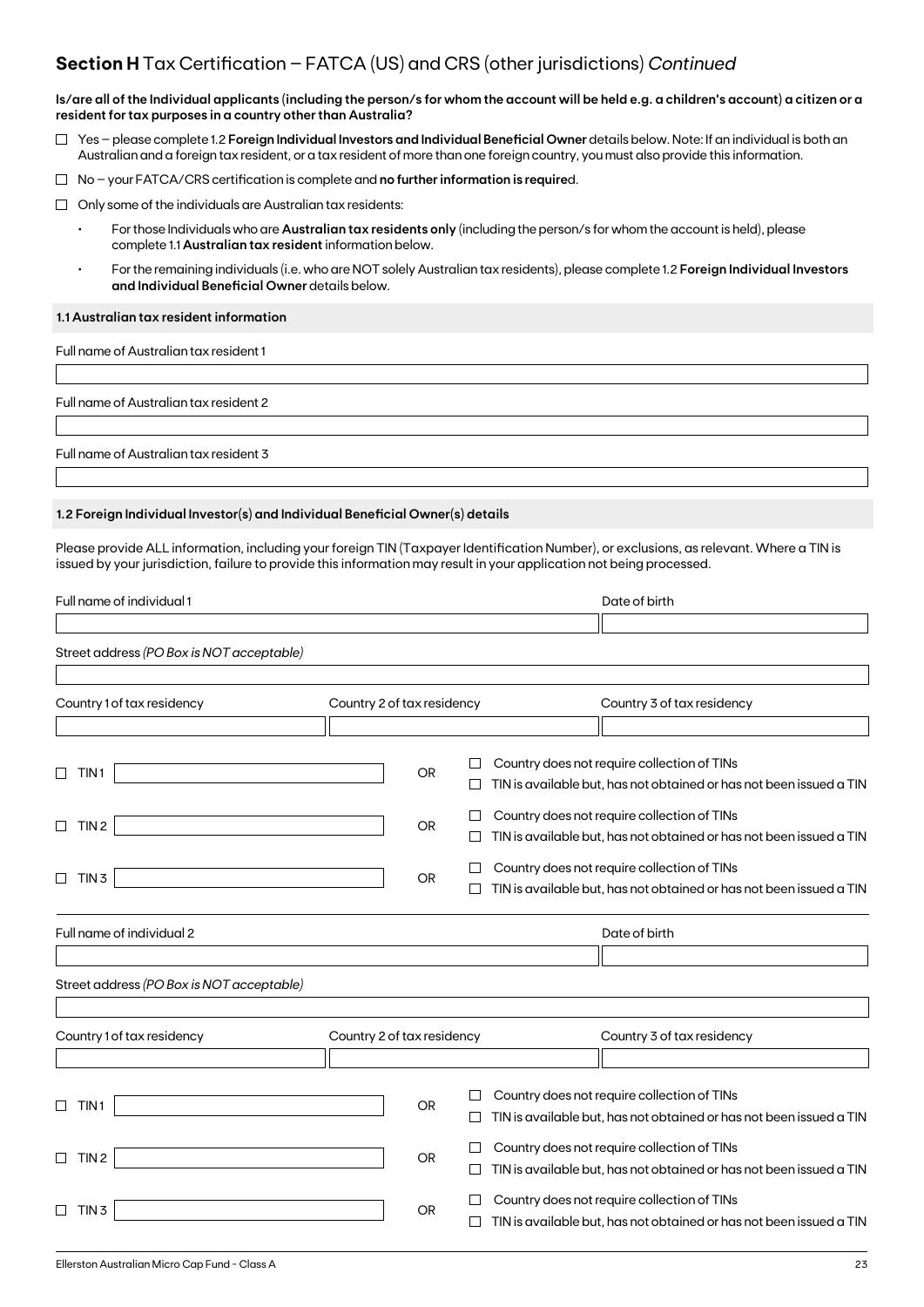## **Section H** Tax Certification – FATCA (US) and CRS (other jurisdictions) *Continued*

**Is/are all of the Individual applicants (including the person/s for whom the account will be held e.g. a children's account) a citizen or a resident for tax purposes in a country other than Australia?**

- ☐ Yes – please complete 1.2 **Foreign Individual Investors and Individual Beneficial Owner** details below. Note: If an individual is both an Australian and a foreign tax resident, or a tax resident of more than one foreign country, you must also provide this information.
- ☐ No – your FATCA/CRS certification is complete and **no further information is required**.
- ☐ Only some of the individuals are Australian tax residents:
  - For those Individuals who are **Australian tax residents only** (including the person/s for whom the account is held), please complete 1.1 **Australian tax resident** information below.
  - For the remaining individuals (i.e. who are NOT solely Australian tax residents), please complete 1.2 **Foreign Individual Investors and Individual Beneficial Owner** details below.

**1.1 Australian tax resident information**

Full name of Australian tax resident 1

Full name of Australian tax resident 2

Full name of Australian tax resident 3

**1.2 Foreign Individual Investor(s) and Individual Beneficial Owner(s) details**

Please provide ALL information, including your foreign TIN (Taxpayer Identification Number), or exclusions, as relevant. Where a TIN is issued by your jurisdiction, failure to provide this information may result in your application not being processed.

Full name of individual 1

Date of birth

Street address *(PO Box is NOT acceptable)*

Country 1 of tax residency

Country 2 of tax residency

Country 3 of tax residency

☐ TIN 1 OR ☐ Country does not require collection of TINs ☐ TIN is available but, has not obtained or has not been issued a TIN

☐ TIN 2 OR ☐ Country does not require collection of TINs ☐ TIN is available but, has not obtained or has not been issued a TIN

☐ TIN 3 OR ☐ Country does not require collection of TINs ☐ TIN is available but, has not obtained or has not been issued a TIN

Full name of individual 2

Date of birth

Street address *(PO Box is NOT acceptable)*

Country 1 of tax residency

Country 2 of tax residency

Country 3 of tax residency

☐ TIN 1 OR ☐ Country does not require collection of TINs ☐ TIN is available but, has not obtained or has not been issued a TIN

☐ TIN 2 OR ☐ Country does not require collection of TINs ☐ TIN is available but, has not obtained or has not been issued a TIN

☐ TIN 3 OR ☐ Country does not require collection of TINs ☐ TIN is available but, has not obtained or has not been issued a TIN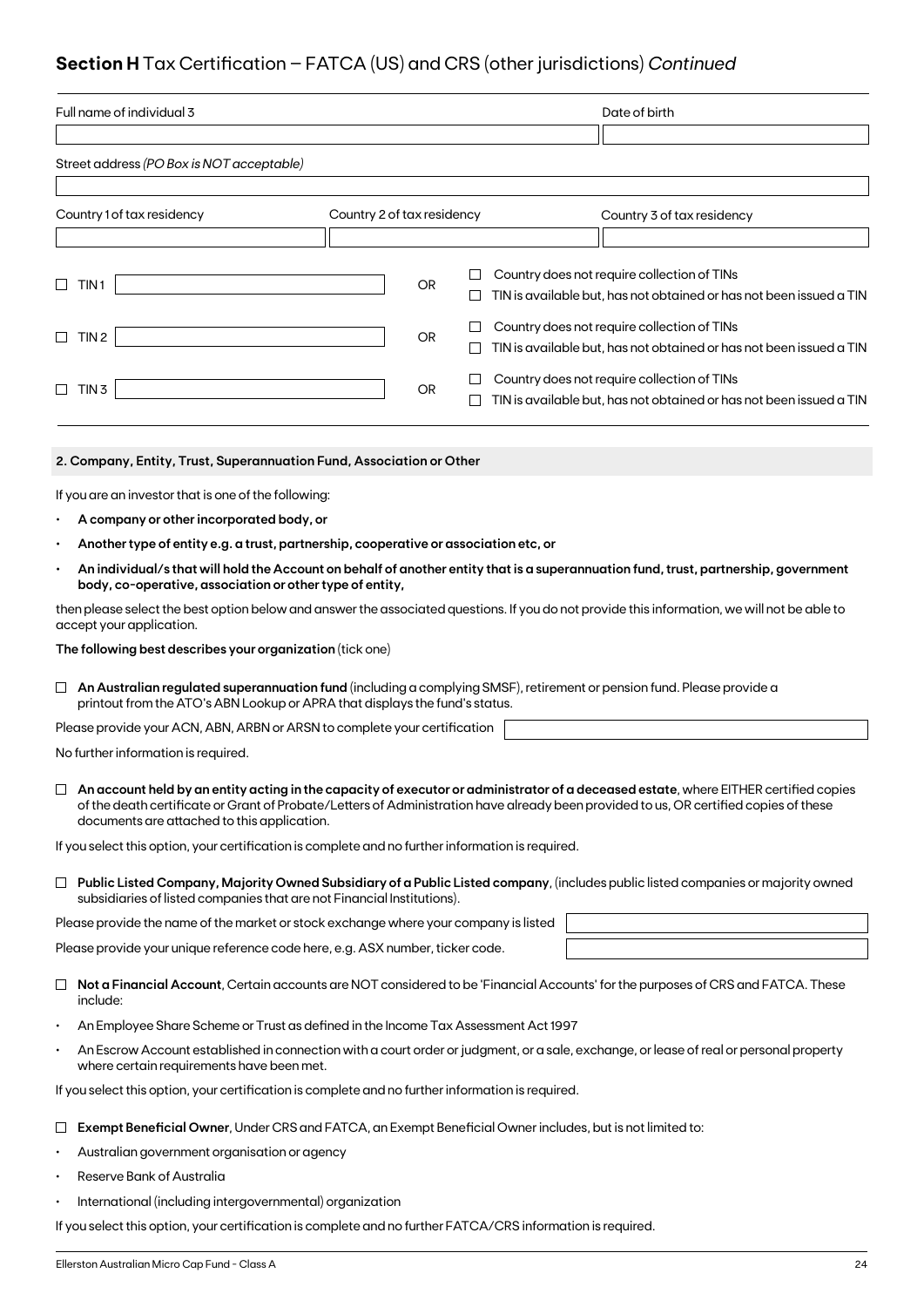## **Section H** Tax Certification – FATCA (US) and CRS (other jurisdictions) *Continued*

| Full name of individual 3 | | Date of birth |
|---|---|---|
| | | |

Street address *(PO Box is NOT acceptable)*

| Country 1 of tax residency | Country 2 of tax residency | Country 3 of tax residency |
|---|---|---|
| | | |

☐ TIN 1 ______ OR ☐ Country does not require collection of TINs ☐ TIN is available but, has not obtained or has not been issued a TIN

☐ TIN 2 ______ OR ☐ Country does not require collection of TINs ☐ TIN is available but, has not obtained or has not been issued a TIN

☐ TIN 3 ______ OR ☐ Country does not require collection of TINs ☐ TIN is available but, has not obtained or has not been issued a TIN

### 2. Company, Entity, Trust, Superannuation Fund, Association or Other

If you are an investor that is one of the following:

- **A company or other incorporated body, or**
- **Another type of entity e.g. a trust, partnership, cooperative or association etc, or**
- **An individual/s that will hold the Account on behalf of another entity that is a superannuation fund, trust, partnership, government body, co-operative, association or other type of entity,**

then please select the best option below and answer the associated questions. If you do not provide this information, we will not be able to accept your application.

**The following best describes your organization** (tick one)

☐ **An Australian regulated superannuation fund** (including a complying SMSF), retirement or pension fund. Please provide a printout from the ATO's ABN Lookup or APRA that displays the fund's status.

Please provide your ACN, ABN, ARBN or ARSN to complete your certification ______

No further information is required.

☐ **An account held by an entity acting in the capacity of executor or administrator of a deceased estate**, where EITHER certified copies of the death certificate or Grant of Probate/Letters of Administration have already been provided to us, OR certified copies of these documents are attached to this application.

If you select this option, your certification is complete and no further information is required.

☐ **Public Listed Company, Majority Owned Subsidiary of a Public Listed company**, (includes public listed companies or majority owned subsidiaries of listed companies that are not Financial Institutions).

Please provide the name of the market or stock exchange where your company is listed ______

Please provide your unique reference code here, e.g. ASX number, ticker code. ______

☐ **Not a Financial Account**, Certain accounts are NOT considered to be 'Financial Accounts' for the purposes of CRS and FATCA. These include:

- An Employee Share Scheme or Trust as defined in the Income Tax Assessment Act 1997
- An Escrow Account established in connection with a court order or judgment, or a sale, exchange, or lease of real or personal property where certain requirements have been met.

If you select this option, your certification is complete and no further information is required.

☐ **Exempt Beneficial Owner**, Under CRS and FATCA, an Exempt Beneficial Owner includes, but is not limited to:

- Australian government organisation or agency
- Reserve Bank of Australia
- International (including intergovernmental) organization

If you select this option, your certification is complete and no further FATCA/CRS information is required.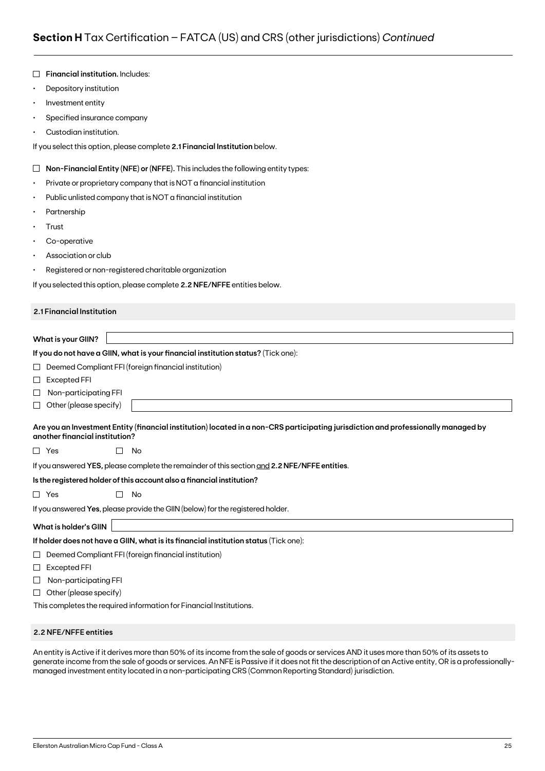## **Section H** Tax Certification – FATCA (US) and CRS (other jurisdictions) *Continued*

☐ **Financial institution.** Includes:

- Depository institution
- Investment entity
- Specified insurance company
- Custodian institution.

If you select this option, please complete **2.1 Financial Institution** below.

☐ **Non-Financial Entity (NFE) or (NFFE).** This includes the following entity types:

- Private or proprietary company that is NOT a financial institution
- Public unlisted company that is NOT a financial institution
- Partnership
- Trust
- Co-operative
- Association or club
- Registered or non-registered charitable organization

If you selected this option, please complete **2.2 NFE/NFFE** entities below.

### 2.1 Financial Institution

**What is your GIIN?** ____________________

**If you do not have a GIIN, what is your financial institution status?** (Tick one):

☐ Deemed Compliant FFI (foreign financial institution)

☐ Excepted FFI

☐ Non-participating FFI

☐ Other (please specify) ____________________

**Are you an Investment Entity (financial institution) located in a non-CRS participating jurisdiction and professionally managed by another financial institution?**

☐ Yes ☐ No

If you answered **YES,** please complete the remainder of this section and **2.2 NFE/NFFE entities**.

**Is the registered holder of this account also a financial institution?**

☐ Yes ☐ No

If you answered **Yes**, please provide the GIIN (below) for the registered holder.

**What is holder's GIIN** ____________________

**If holder does not have a GIIN, what is its financial institution status** (Tick one):

☐ Deemed Compliant FFI (foreign financial institution)

☐ Excepted FFI

☐ Non-participating FFI

☐ Other (please specify)

This completes the required information for Financial Institutions.

### 2.2 NFE/NFFE entities

An entity is Active if it derives more than 50% of its income from the sale of goods or services AND it uses more than 50% of its assets to generate income from the sale of goods or services. An NFE is Passive if it does not fit the description of an Active entity, OR is a professionally-managed investment entity located in a non-participating CRS (Common Reporting Standard) jurisdiction.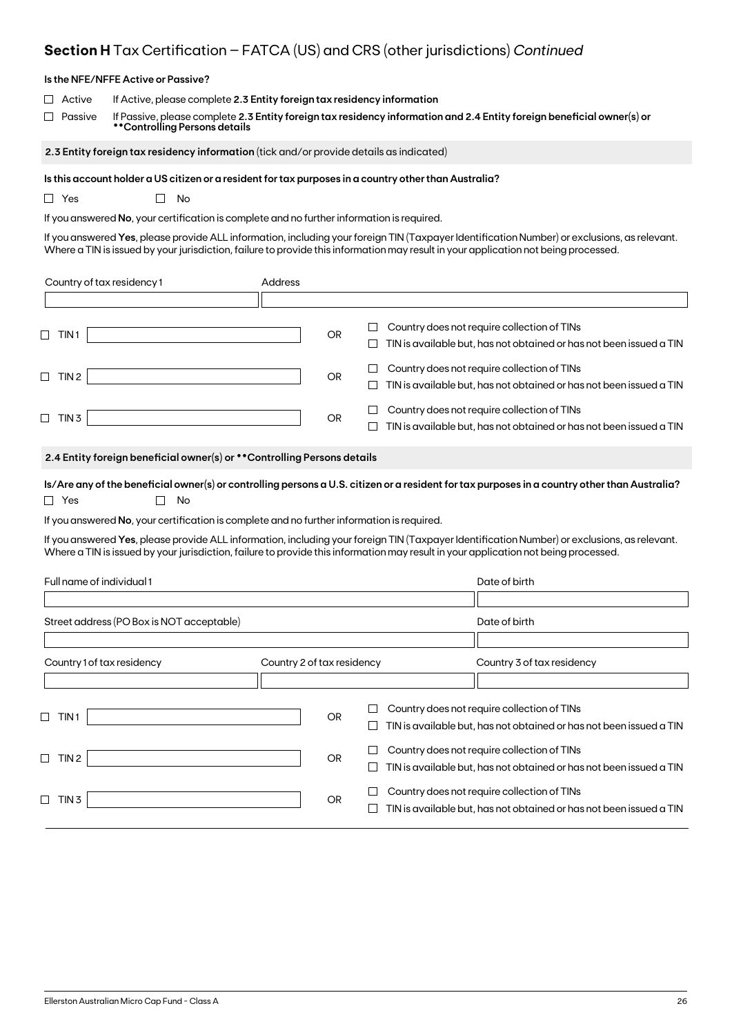## **Section H** Tax Certification – FATCA (US) and CRS (other jurisdictions) *Continued*

**Is the NFE/NFFE Active or Passive?**

☐ Active — If Active, please complete **2.3 Entity foreign tax residency information**

☐ Passive — If Passive, please complete **2.3 Entity foreign tax residency information and 2.4 Entity foreign beneficial owner(s) or \*\*Controlling Persons details**

### **2.3 Entity foreign tax residency information** (tick and/or provide details as indicated)

**Is this account holder a US citizen or a resident for tax purposes in a country other than Australia?**

☐ Yes ☐ No

If you answered **No**, your certification is complete and no further information is required.

If you answered **Yes**, please provide ALL information, including your foreign TIN (Taxpayer Identification Number) or exclusions, as relevant. Where a TIN is issued by your jurisdiction, failure to provide this information may result in your application not being processed.

| Country of tax residency 1 | Address |
|---|---|
| | |

☐ TIN 1 ______________ OR ☐ Country does not require collection of TINs ☐ TIN is available but, has not obtained or has not been issued a TIN

☐ TIN 2 ______________ OR ☐ Country does not require collection of TINs ☐ TIN is available but, has not obtained or has not been issued a TIN

☐ TIN 3 ______________ OR ☐ Country does not require collection of TINs ☐ TIN is available but, has not obtained or has not been issued a TIN

### **2.4 Entity foreign beneficial owner(s) or \*\*Controlling Persons details**

**Is/Are any of the beneficial owner(s) or controlling persons a U.S. citizen or a resident for tax purposes in a country other than Australia?**

☐ Yes ☐ No

If you answered **No**, your certification is complete and no further information is required.

If you answered **Yes**, please provide ALL information, including your foreign TIN (Taxpayer Identification Number) or exclusions, as relevant. Where a TIN is issued by your jurisdiction, failure to provide this information may result in your application not being processed.

| Full name of individual 1 | | Date of birth |
|---|---|---|
| | | |
| Street address (PO Box is NOT acceptable) | | Date of birth |
| | | |
| Country 1 of tax residency | Country 2 of tax residency | Country 3 of tax residency |
| | | |

☐ TIN 1 ______________ OR ☐ Country does not require collection of TINs ☐ TIN is available but, has not obtained or has not been issued a TIN

☐ TIN 2 ______________ OR ☐ Country does not require collection of TINs ☐ TIN is available but, has not obtained or has not been issued a TIN

☐ TIN 3 ______________ OR ☐ Country does not require collection of TINs ☐ TIN is available but, has not obtained or has not been issued a TIN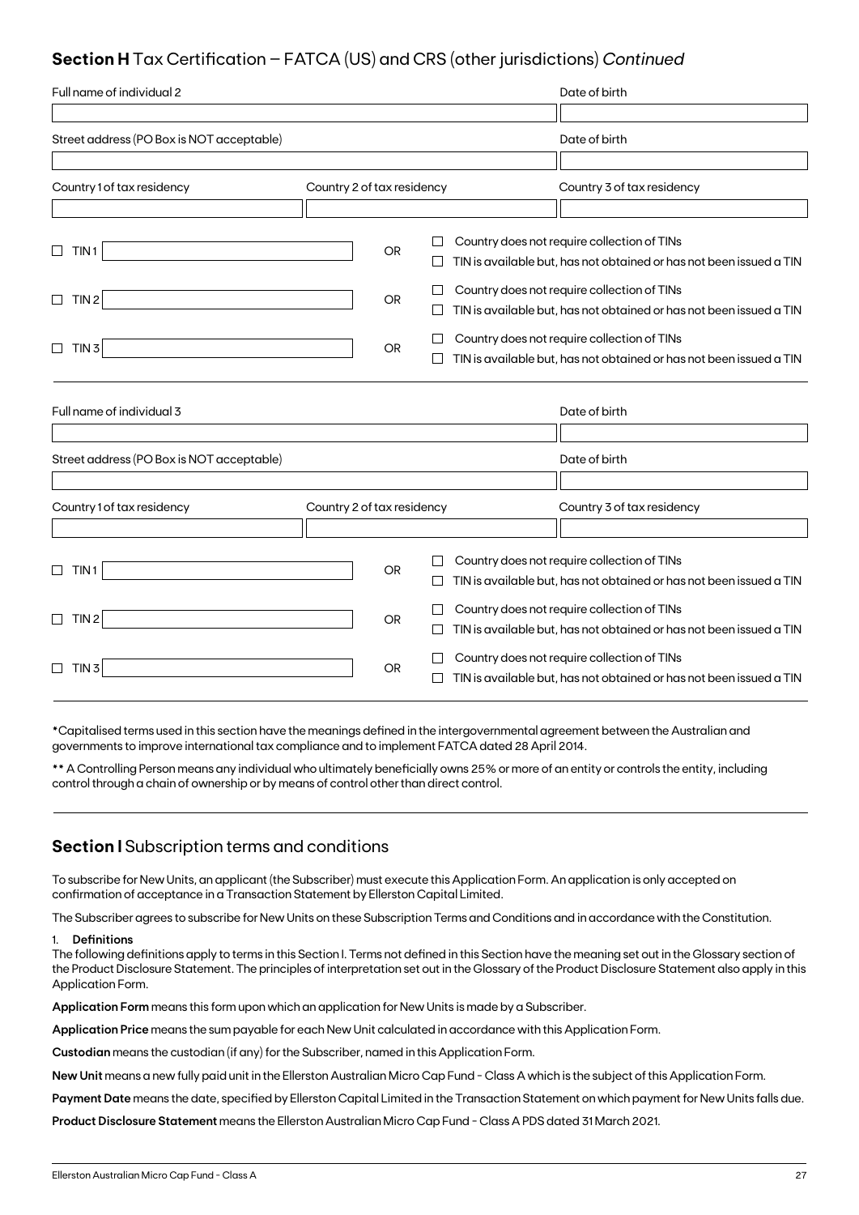## **Section H** Tax Certification – FATCA (US) and CRS (other jurisdictions) *Continued*

| Full name of individual 2 | | Date of birth |
|---|---|---|
| | | |
| Street address (PO Box is NOT acceptable) | | Date of birth |
| | | |
| Country 1 of tax residency | Country 2 of tax residency | Country 3 of tax residency |
| | | |

☐ TIN 1 ____________ OR ☐ Country does not require collection of TINs ☐ TIN is available but, has not obtained or has not been issued a TIN

☐ TIN 2 ____________ OR ☐ Country does not require collection of TINs ☐ TIN is available but, has not obtained or has not been issued a TIN

☐ TIN 3 ____________ OR ☐ Country does not require collection of TINs ☐ TIN is available but, has not obtained or has not been issued a TIN

| Full name of individual 3 | | Date of birth |
|---|---|---|
| | | |
| Street address (PO Box is NOT acceptable) | | Date of birth |
| | | |
| Country 1 of tax residency | Country 2 of tax residency | Country 3 of tax residency |
| | | |

☐ TIN 1 ____________ OR ☐ Country does not require collection of TINs ☐ TIN is available but, has not obtained or has not been issued a TIN

☐ TIN 2 ____________ OR ☐ Country does not require collection of TINs ☐ TIN is available but, has not obtained or has not been issued a TIN

☐ TIN 3 ____________ OR ☐ Country does not require collection of TINs ☐ TIN is available but, has not obtained or has not been issued a TIN

**\***Capitalised terms used in this section have the meanings defined in the intergovernmental agreement between the Australian and governments to improve international tax compliance and to implement FATCA dated 28 April 2014.

**\*\*** A Controlling Person means any individual who ultimately beneficially owns 25% or more of an entity or controls the entity, including control through a chain of ownership or by means of control other than direct control.

## **Section I** Subscription terms and conditions

To subscribe for New Units, an applicant (the Subscriber) must execute this Application Form. An application is only accepted on confirmation of acceptance in a Transaction Statement by Ellerston Capital Limited.

The Subscriber agrees to subscribe for New Units on these Subscription Terms and Conditions and in accordance with the Constitution.

1. **Definitions**

The following definitions apply to terms in this Section I. Terms not defined in this Section have the meaning set out in the Glossary section of the Product Disclosure Statement. The principles of interpretation set out in the Glossary of the Product Disclosure Statement also apply in this Application Form.

**Application Form** means this form upon which an application for New Units is made by a Subscriber.

**Application Price** means the sum payable for each New Unit calculated in accordance with this Application Form.

**Custodian** means the custodian (if any) for the Subscriber, named in this Application Form.

**New Unit** means a new fully paid unit in the Ellerston Australian Micro Cap Fund - Class A which is the subject of this Application Form.

**Payment Date** means the date, specified by Ellerston Capital Limited in the Transaction Statement on which payment for New Units falls due.

**Product Disclosure Statement** means the Ellerston Australian Micro Cap Fund - Class A PDS dated 31 March 2021.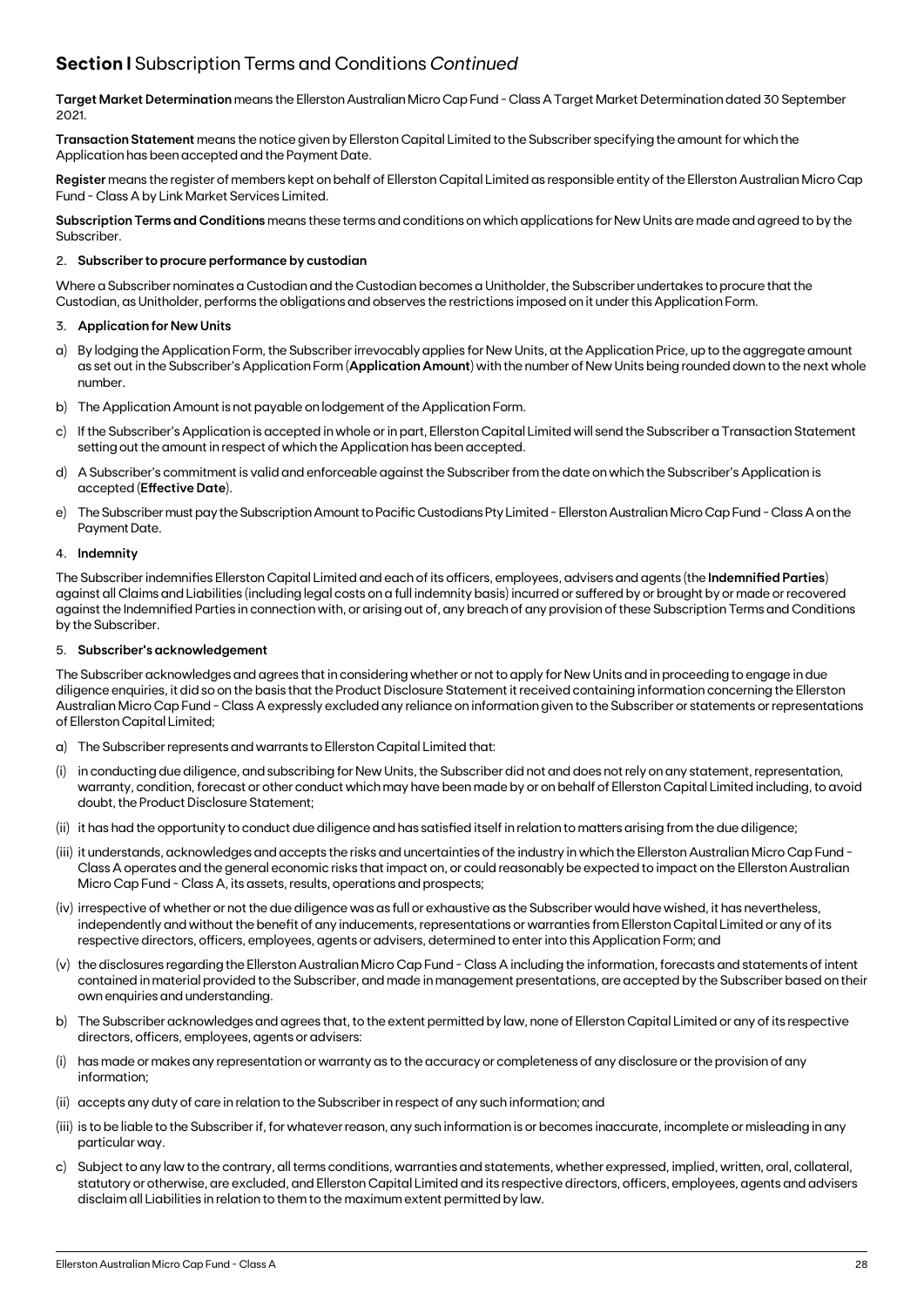## **Section I** Subscription Terms and Conditions *Continued*

**Target Market Determination** means the Ellerston Australian Micro Cap Fund - Class A Target Market Determination dated 30 September 2021.

**Transaction Statement** means the notice given by Ellerston Capital Limited to the Subscriber specifying the amount for which the Application has been accepted and the Payment Date.

**Register** means the register of members kept on behalf of Ellerston Capital Limited as responsible entity of the Ellerston Australian Micro Cap Fund - Class A by Link Market Services Limited.

**Subscription Terms and Conditions** means these terms and conditions on which applications for New Units are made and agreed to by the Subscriber.

2. **Subscriber to procure performance by custodian**

Where a Subscriber nominates a Custodian and the Custodian becomes a Unitholder, the Subscriber undertakes to procure that the Custodian, as Unitholder, performs the obligations and observes the restrictions imposed on it under this Application Form.

3. **Application for New Units**

a) By lodging the Application Form, the Subscriber irrevocably applies for New Units, at the Application Price, up to the aggregate amount as set out in the Subscriber's Application Form (**Application Amount**) with the number of New Units being rounded down to the next whole number.

b) The Application Amount is not payable on lodgement of the Application Form.

c) If the Subscriber's Application is accepted in whole or in part, Ellerston Capital Limited will send the Subscriber a Transaction Statement setting out the amount in respect of which the Application has been accepted.

d) A Subscriber's commitment is valid and enforceable against the Subscriber from the date on which the Subscriber's Application is accepted (**Effective Date**).

e) The Subscriber must pay the Subscription Amount to Pacific Custodians Pty Limited - Ellerston Australian Micro Cap Fund - Class A on the Payment Date.

4. **Indemnity**

The Subscriber indemnifies Ellerston Capital Limited and each of its officers, employees, advisers and agents (the **Indemnified Parties**) against all Claims and Liabilities (including legal costs on a full indemnity basis) incurred or suffered by or brought by or made or recovered against the Indemnified Parties in connection with, or arising out of, any breach of any provision of these Subscription Terms and Conditions by the Subscriber.

5. **Subscriber's acknowledgement**

The Subscriber acknowledges and agrees that in considering whether or not to apply for New Units and in proceeding to engage in due diligence enquiries, it did so on the basis that the Product Disclosure Statement it received containing information concerning the Ellerston Australian Micro Cap Fund - Class A expressly excluded any reliance on information given to the Subscriber or statements or representations of Ellerston Capital Limited;

a) The Subscriber represents and warrants to Ellerston Capital Limited that:

(i) in conducting due diligence, and subscribing for New Units, the Subscriber did not and does not rely on any statement, representation, warranty, condition, forecast or other conduct which may have been made by or on behalf of Ellerston Capital Limited including, to avoid doubt, the Product Disclosure Statement;

(ii) it has had the opportunity to conduct due diligence and has satisfied itself in relation to matters arising from the due diligence;

(iii) it understands, acknowledges and accepts the risks and uncertainties of the industry in which the Ellerston Australian Micro Cap Fund - Class A operates and the general economic risks that impact on, or could reasonably be expected to impact on the Ellerston Australian Micro Cap Fund - Class A, its assets, results, operations and prospects;

(iv) irrespective of whether or not the due diligence was as full or exhaustive as the Subscriber would have wished, it has nevertheless, independently and without the benefit of any inducements, representations or warranties from Ellerston Capital Limited or any of its respective directors, officers, employees, agents or advisers, determined to enter into this Application Form; and

(v) the disclosures regarding the Ellerston Australian Micro Cap Fund - Class A including the information, forecasts and statements of intent contained in material provided to the Subscriber, and made in management presentations, are accepted by the Subscriber based on their own enquiries and understanding.

b) The Subscriber acknowledges and agrees that, to the extent permitted by law, none of Ellerston Capital Limited or any of its respective directors, officers, employees, agents or advisers:

(i) has made or makes any representation or warranty as to the accuracy or completeness of any disclosure or the provision of any information;

(ii) accepts any duty of care in relation to the Subscriber in respect of any such information; and

(iii) is to be liable to the Subscriber if, for whatever reason, any such information is or becomes inaccurate, incomplete or misleading in any particular way.

c) Subject to any law to the contrary, all terms conditions, warranties and statements, whether expressed, implied, written, oral, collateral, statutory or otherwise, are excluded, and Ellerston Capital Limited and its respective directors, officers, employees, agents and advisers disclaim all Liabilities in relation to them to the maximum extent permitted by law.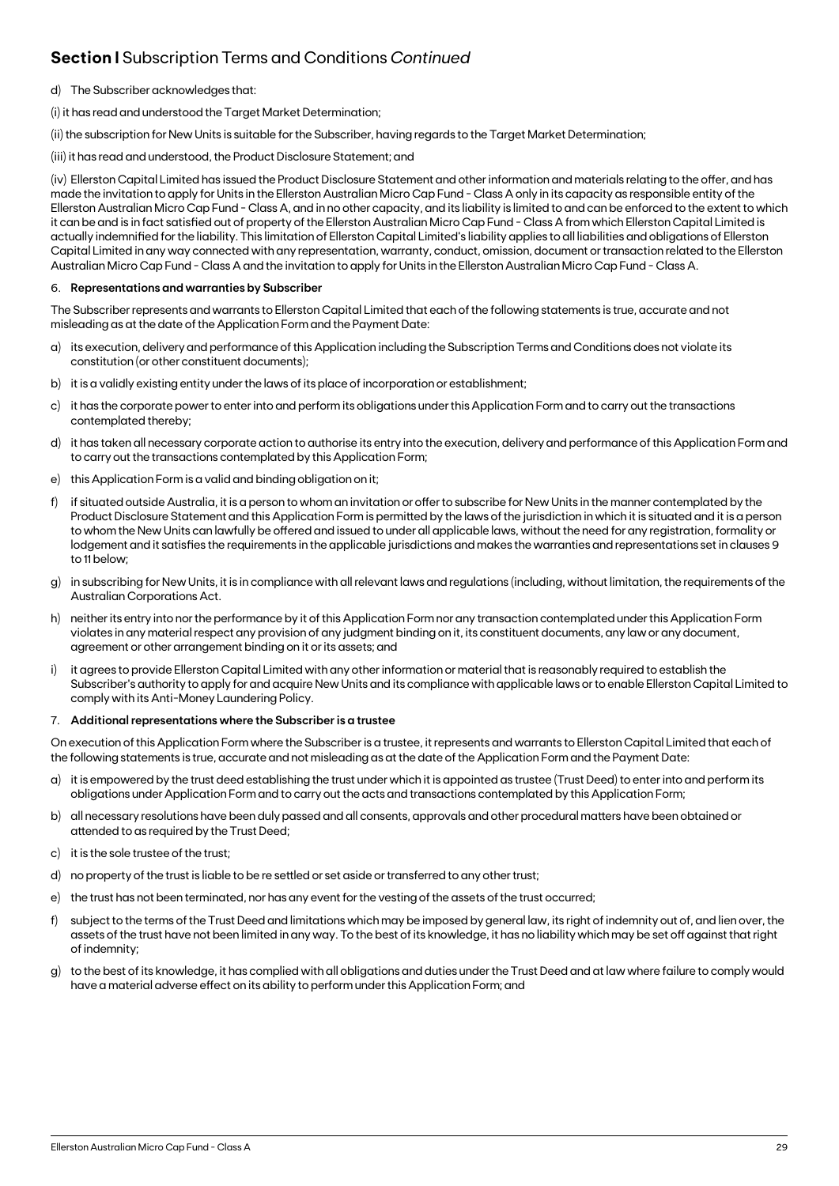## **Section I** Subscription Terms and Conditions *Continued*

d) The Subscriber acknowledges that:

(i) it has read and understood the Target Market Determination;

(ii) the subscription for New Units is suitable for the Subscriber, having regards to the Target Market Determination;

(iii) it has read and understood, the Product Disclosure Statement; and

(iv) Ellerston Capital Limited has issued the Product Disclosure Statement and other information and materials relating to the offer, and has made the invitation to apply for Units in the Ellerston Australian Micro Cap Fund - Class A only in its capacity as responsible entity of the Ellerston Australian Micro Cap Fund - Class A, and in no other capacity, and its liability is limited to and can be enforced to the extent to which it can be and is in fact satisfied out of property of the Ellerston Australian Micro Cap Fund - Class A from which Ellerston Capital Limited is actually indemnified for the liability. This limitation of Ellerston Capital Limited's liability applies to all liabilities and obligations of Ellerston Capital Limited in any way connected with any representation, warranty, conduct, omission, document or transaction related to the Ellerston Australian Micro Cap Fund - Class A and the invitation to apply for Units in the Ellerston Australian Micro Cap Fund - Class A.

6. **Representations and warranties by Subscriber**

The Subscriber represents and warrants to Ellerston Capital Limited that each of the following statements is true, accurate and not misleading as at the date of the Application Form and the Payment Date:

a) its execution, delivery and performance of this Application including the Subscription Terms and Conditions does not violate its constitution (or other constituent documents);

b) it is a validly existing entity under the laws of its place of incorporation or establishment;

c) it has the corporate power to enter into and perform its obligations under this Application Form and to carry out the transactions contemplated thereby;

d) it has taken all necessary corporate action to authorise its entry into the execution, delivery and performance of this Application Form and to carry out the transactions contemplated by this Application Form;

e) this Application Form is a valid and binding obligation on it;

f) if situated outside Australia, it is a person to whom an invitation or offer to subscribe for New Units in the manner contemplated by the Product Disclosure Statement and this Application Form is permitted by the laws of the jurisdiction in which it is situated and it is a person to whom the New Units can lawfully be offered and issued to under all applicable laws, without the need for any registration, formality or lodgement and it satisfies the requirements in the applicable jurisdictions and makes the warranties and representations set in clauses 9 to 11 below;

g) in subscribing for New Units, it is in compliance with all relevant laws and regulations (including, without limitation, the requirements of the Australian Corporations Act.

h) neither its entry into nor the performance by it of this Application Form nor any transaction contemplated under this Application Form violates in any material respect any provision of any judgment binding on it, its constituent documents, any law or any document, agreement or other arrangement binding on it or its assets; and

i) it agrees to provide Ellerston Capital Limited with any other information or material that is reasonably required to establish the Subscriber's authority to apply for and acquire New Units and its compliance with applicable laws or to enable Ellerston Capital Limited to comply with its Anti-Money Laundering Policy.

7. **Additional representations where the Subscriber is a trustee**

On execution of this Application Form where the Subscriber is a trustee, it represents and warrants to Ellerston Capital Limited that each of the following statements is true, accurate and not misleading as at the date of the Application Form and the Payment Date:

a) it is empowered by the trust deed establishing the trust under which it is appointed as trustee (Trust Deed) to enter into and perform its obligations under Application Form and to carry out the acts and transactions contemplated by this Application Form;

b) all necessary resolutions have been duly passed and all consents, approvals and other procedural matters have been obtained or attended to as required by the Trust Deed;

c) it is the sole trustee of the trust;

d) no property of the trust is liable to be re settled or set aside or transferred to any other trust;

e) the trust has not been terminated, nor has any event for the vesting of the assets of the trust occurred;

f) subject to the terms of the Trust Deed and limitations which may be imposed by general law, its right of indemnity out of, and lien over, the assets of the trust have not been limited in any way. To the best of its knowledge, it has no liability which may be set off against that right of indemnity;

g) to the best of its knowledge, it has complied with all obligations and duties under the Trust Deed and at law where failure to comply would have a material adverse effect on its ability to perform under this Application Form; and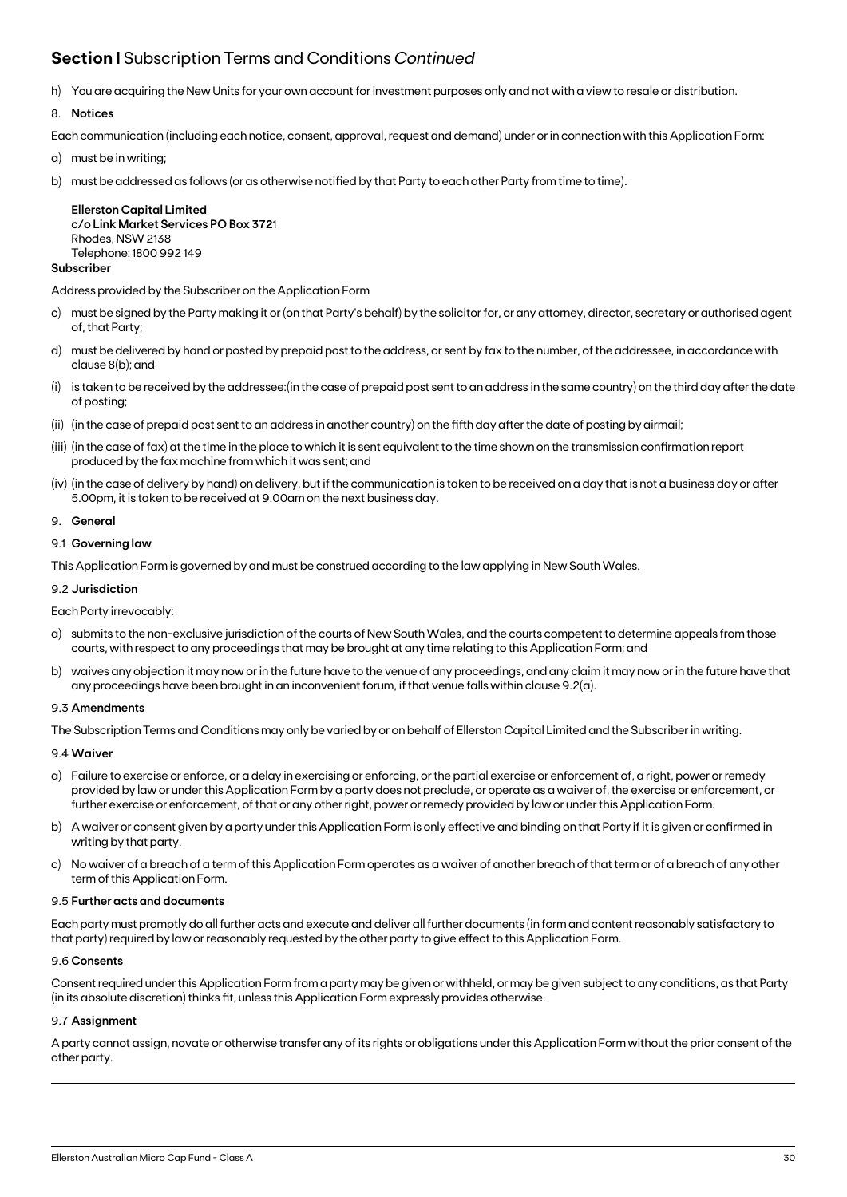## **Section I** Subscription Terms and Conditions *Continued*

h) You are acquiring the New Units for your own account for investment purposes only and not with a view to resale or distribution.

8. **Notices**

Each communication (including each notice, consent, approval, request and demand) under or in connection with this Application Form:

a) must be in writing;

b) must be addressed as follows (or as otherwise notified by that Party to each other Party from time to time).

**Ellerston Capital Limited**
**c/o Link Market Services PO Box 372**1
Rhodes, NSW 2138
Telephone: 1800 992 149

**Subscriber**

Address provided by the Subscriber on the Application Form

c) must be signed by the Party making it or (on that Party's behalf) by the solicitor for, or any attorney, director, secretary or authorised agent of, that Party;

d) must be delivered by hand or posted by prepaid post to the address, or sent by fax to the number, of the addressee, in accordance with clause 8(b); and

(i) is taken to be received by the addressee:(in the case of prepaid post sent to an address in the same country) on the third day after the date of posting;

(ii) (in the case of prepaid post sent to an address in another country) on the fifth day after the date of posting by airmail;

(iii) (in the case of fax) at the time in the place to which it is sent equivalent to the time shown on the transmission confirmation report produced by the fax machine from which it was sent; and

(iv) (in the case of delivery by hand) on delivery, but if the communication is taken to be received on a day that is not a business day or after 5.00pm, it is taken to be received at 9.00am on the next business day.

9. **General**

9.1 **Governing law**

This Application Form is governed by and must be construed according to the law applying in New South Wales.

9.2 **Jurisdiction**

Each Party irrevocably:

a) submits to the non-exclusive jurisdiction of the courts of New South Wales, and the courts competent to determine appeals from those courts, with respect to any proceedings that may be brought at any time relating to this Application Form; and

b) waives any objection it may now or in the future have to the venue of any proceedings, and any claim it may now or in the future have that any proceedings have been brought in an inconvenient forum, if that venue falls within clause 9.2(a).

9.3 **Amendments**

The Subscription Terms and Conditions may only be varied by or on behalf of Ellerston Capital Limited and the Subscriber in writing.

9.4 **Waiver**

a) Failure to exercise or enforce, or a delay in exercising or enforcing, or the partial exercise or enforcement of, a right, power or remedy provided by law or under this Application Form by a party does not preclude, or operate as a waiver of, the exercise or enforcement, or further exercise or enforcement, of that or any other right, power or remedy provided by law or under this Application Form.

b) A waiver or consent given by a party under this Application Form is only effective and binding on that Party if it is given or confirmed in writing by that party.

c) No waiver of a breach of a term of this Application Form operates as a waiver of another breach of that term or of a breach of any other term of this Application Form.

9.5 **Further acts and documents**

Each party must promptly do all further acts and execute and deliver all further documents (in form and content reasonably satisfactory to that party) required by law or reasonably requested by the other party to give effect to this Application Form.

9.6 **Consents**

Consent required under this Application Form from a party may be given or withheld, or may be given subject to any conditions, as that Party (in its absolute discretion) thinks fit, unless this Application Form expressly provides otherwise.

9.7 **Assignment**

A party cannot assign, novate or otherwise transfer any of its rights or obligations under this Application Form without the prior consent of the other party.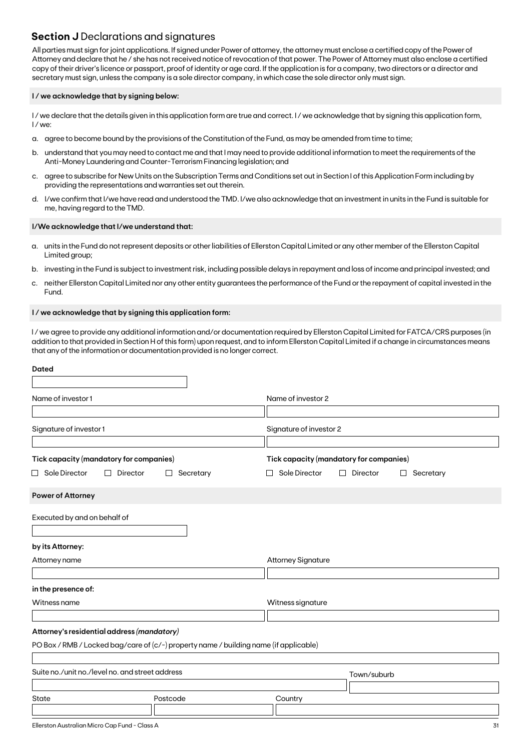## **Section J** Declarations and signatures

All parties must sign for joint applications. If signed under Power of attorney, the attorney must enclose a certified copy of the Power of Attorney and declare that he / she has not received notice of revocation of that power. The Power of Attorney must also enclose a certified copy of their driver's licence or passport, proof of identity or age card. If the application is for a company, two directors or a director and secretary must sign, unless the company is a sole director company, in which case the sole director only must sign.

**I / we acknowledge that by signing below:**

I / we declare that the details given in this application form are true and correct. I / we acknowledge that by signing this application form, I / we:

a. agree to become bound by the provisions of the Constitution of the Fund, as may be amended from time to time;

b. understand that you may need to contact me and that I may need to provide additional information to meet the requirements of the Anti-Money Laundering and Counter-Terrorism Financing legislation; and

c. agree to subscribe for New Units on the Subscription Terms and Conditions set out in Section I of this Application Form including by providing the representations and warranties set out therein.

d. I/we confirm that I/we have read and understood the TMD. I/we also acknowledge that an investment in units in the Fund is suitable for me, having regard to the TMD.

**I/We acknowledge that I/we understand that:**

a. units in the Fund do not represent deposits or other liabilities of Ellerston Capital Limited or any other member of the Ellerston Capital Limited group;

b. investing in the Fund is subject to investment risk, including possible delays in repayment and loss of income and principal invested; and

c. neither Ellerston Capital Limited nor any other entity guarantees the performance of the Fund or the repayment of capital invested in the Fund.

**I / we acknowledge that by signing this application form:**

I / we agree to provide any additional information and/or documentation required by Ellerston Capital Limited for FATCA/CRS purposes (in addition to that provided in Section H of this form) upon request, and to inform Ellerston Capital Limited if a change in circumstances means that any of the information or documentation provided is no longer correct.

**Dated**

Name of investor 1

Name of investor 2

Signature of investor 1

Signature of investor 2

**Tick capacity (mandatory for companies)**

☐ Sole Director ☐ Director ☐ Secretary

**Tick capacity (mandatory for companies)**

☐ Sole Director ☐ Director ☐ Secretary

**Power of Attorney**

Executed by and on behalf of

**by its Attorney:**

Attorney name

Attorney Signature

**in the presence of:**

Witness name

Witness signature

**Attorney's residential address *(mandatory)***

PO Box / RMB / Locked bag/care of (c/-) property name / building name (if applicable)

Suite no./unit no./level no. and street address

Town/suburb

State

Postcode

Country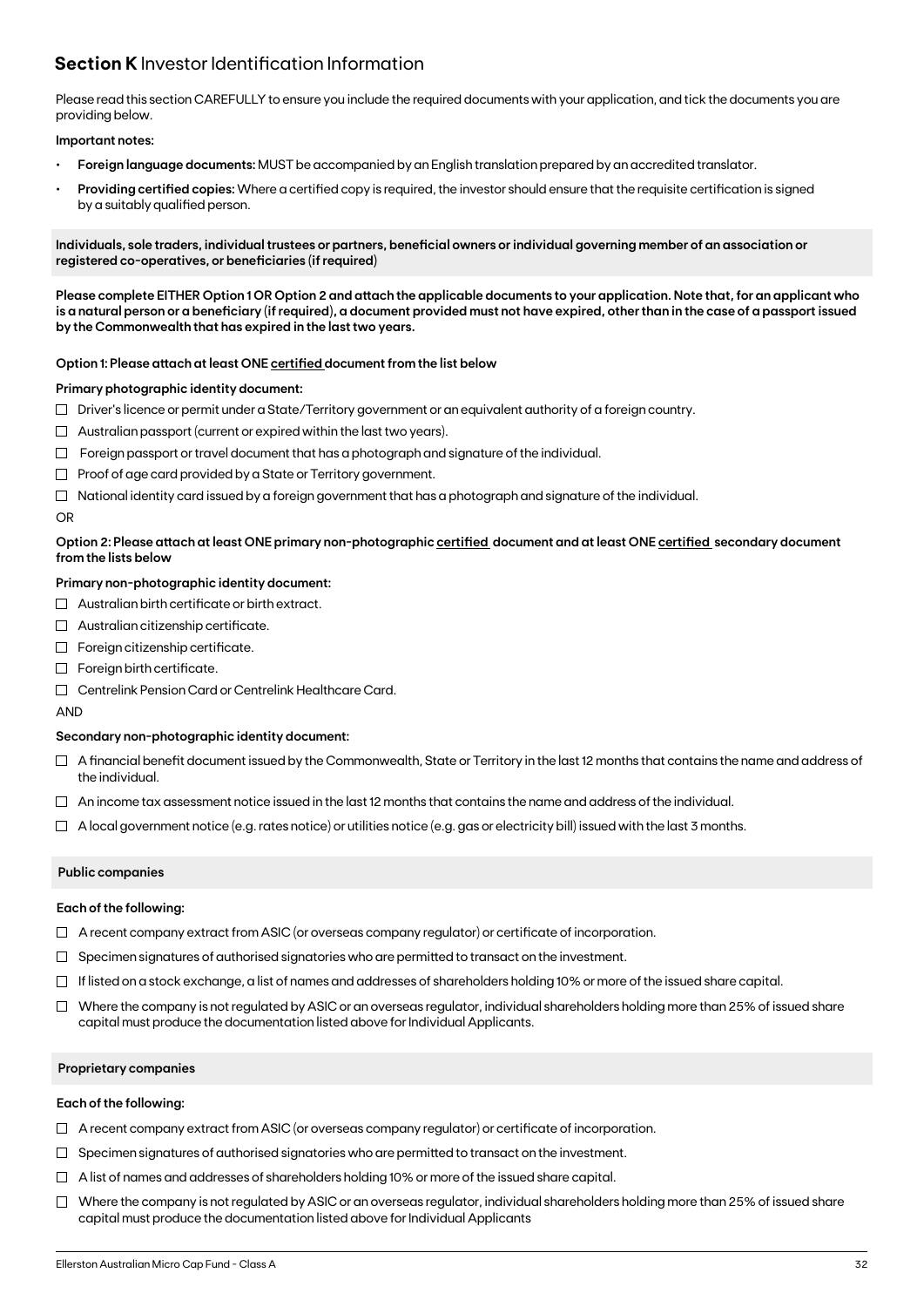## **Section K** Investor Identification Information

Please read this section CAREFULLY to ensure you include the required documents with your application, and tick the documents you are providing below.

**Important notes:**

- **Foreign language documents:** MUST be accompanied by an English translation prepared by an accredited translator.
- **Providing certified copies:** Where a certified copy is required, the investor should ensure that the requisite certification is signed by a suitably qualified person.

### Individuals, sole traders, individual trustees or partners, beneficial owners or individual governing member of an association or registered co-operatives, or beneficiaries (if required)

**Please complete EITHER Option 1 OR Option 2 and attach the applicable documents to your application. Note that, for an applicant who is a natural person or a beneficiary (if required), a document provided must not have expired, other than in the case of a passport issued by the Commonwealth that has expired in the last two years.**

**Option 1: Please attach at least ONE certified document from the list below**

**Primary photographic identity document:**

- ☐ Driver's licence or permit under a State/Territory government or an equivalent authority of a foreign country.
- ☐ Australian passport (current or expired within the last two years).
- ☐ Foreign passport or travel document that has a photograph and signature of the individual.
- ☐ Proof of age card provided by a State or Territory government.
- ☐ National identity card issued by a foreign government that has a photograph and signature of the individual.

OR

**Option 2: Please attach at least ONE primary non-photographic certified document and at least ONE certified secondary document from the lists below**

**Primary non-photographic identity document:**

- ☐ Australian birth certificate or birth extract.
- ☐ Australian citizenship certificate.
- ☐ Foreign citizenship certificate.
- ☐ Foreign birth certificate.
- ☐ Centrelink Pension Card or Centrelink Healthcare Card.

AND

**Secondary non-photographic identity document:**

- ☐ A financial benefit document issued by the Commonwealth, State or Territory in the last 12 months that contains the name and address of the individual.
- ☐ An income tax assessment notice issued in the last 12 months that contains the name and address of the individual.
- ☐ A local government notice (e.g. rates notice) or utilities notice (e.g. gas or electricity bill) issued with the last 3 months.

### Public companies

**Each of the following:**

- ☐ A recent company extract from ASIC (or overseas company regulator) or certificate of incorporation.
- ☐ Specimen signatures of authorised signatories who are permitted to transact on the investment.
- ☐ If listed on a stock exchange, a list of names and addresses of shareholders holding 10% or more of the issued share capital.
- ☐ Where the company is not regulated by ASIC or an overseas regulator, individual shareholders holding more than 25% of issued share capital must produce the documentation listed above for Individual Applicants.

### Proprietary companies

**Each of the following:**

- ☐ A recent company extract from ASIC (or overseas company regulator) or certificate of incorporation.
- ☐ Specimen signatures of authorised signatories who are permitted to transact on the investment.
- ☐ A list of names and addresses of shareholders holding 10% or more of the issued share capital.
- ☐ Where the company is not regulated by ASIC or an overseas regulator, individual shareholders holding more than 25% of issued share capital must produce the documentation listed above for Individual Applicants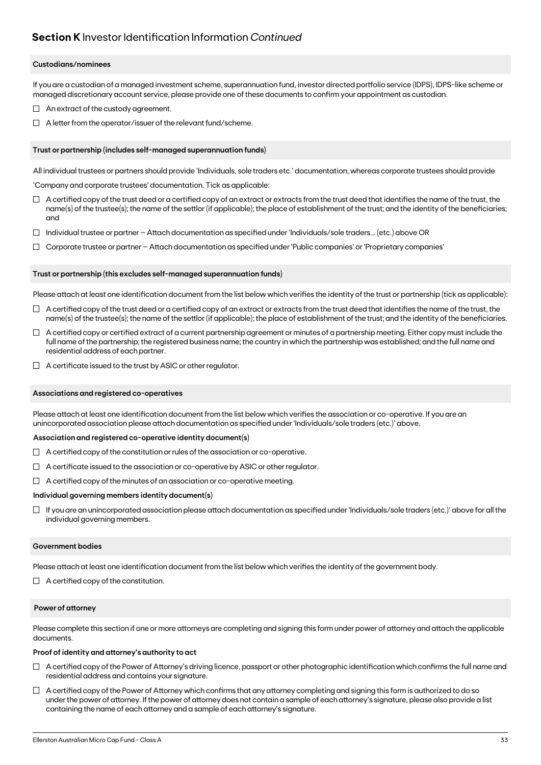## **Section K** Investor Identification Information *Continued*

### Custodians/nominees

If you are a custodian of a managed investment scheme, superannuation fund, investor directed portfolio service (IDPS), IDPS-like scheme or managed discretionary account service, please provide one of these documents to confirm your appointment as custodian.

- ☐ An extract of the custody agreement.
- ☐ A letter from the operator/issuer of the relevant fund/scheme.

### Trust or partnership (includes self-managed superannuation funds)

All individual trustees or partners should provide 'Individuals, sole traders etc.' documentation, whereas corporate trustees should provide 'Company and corporate trustees' documentation. Tick as applicable:

- ☐ A certified copy of the trust deed or a certified copy of an extract or extracts from the trust deed that identifies the name of the trust, the name(s) of the trustee(s); the name of the settlor (if applicable); the place of establishment of the trust; and the identity of the beneficiaries; and
- ☐ Individual trustee or partner – Attach documentation as specified under 'Individuals/sole traders... (etc.) above OR
- ☐ Corporate trustee or partner – Attach documentation as specified under 'Public companies' or 'Proprietary companies'

### Trust or partnership (this excludes self-managed superannuation funds)

Please attach at least one identification document from the list below which verifies the identity of the trust or partnership (tick as applicable):

- ☐ A certified copy of the trust deed or a certified copy of an extract or extracts from the trust deed that identifies the name of the trust, the name(s) of the trustee(s); the name of the settlor (if applicable); the place of establishment of the trust; and the identity of the beneficiaries.
- ☐ A certified copy or certified extract of a current partnership agreement or minutes of a partnership meeting. Either copy must include the full name of the partnership; the registered business name; the country in which the partnership was established; and the full name and residential address of each partner.
- ☐ A certificate issued to the trust by ASIC or other regulator.

### Associations and registered co-operatives

Please attach at least one identification document from the list below which verifies the association or co-operative. If you are an unincorporated association please attach documentation as specified under 'Individuals/sole traders (etc.)' above.

**Association and registered co-operative identity document(s)**

- ☐ A certified copy of the constitution or rules of the association or co-operative.
- ☐ A certificate issued to the association or co-operative by ASIC or other regulator.
- ☐ A certified copy of the minutes of an association or co-operative meeting.

**Individual governing members identity document(s)**

- ☐ If you are an unincorporated association please attach documentation as specified under 'Individuals/sole traders (etc.)' above for all the individual governing members.

### Government bodies

Please attach at least one identification document from the list below which verifies the identity of the government body.

- ☐ A certified copy of the constitution.

### Power of attorney

Please complete this section if one or more attorneys are completing and signing this form under power of attorney and attach the applicable documents.

**Proof of identity and attorney's authority to act**

- ☐ A certified copy of the Power of Attorney's driving licence, passport or other photographic identification which confirms the full name and residential address and contains your signature.
- ☐ A certified copy of the Power of Attorney which confirms that any attorney completing and signing this form is authorized to do so under the power of attorney. If the power of attorney does not contain a sample of each attorney's signature, please also provide a list containing the name of each attorney and a sample of each attorney's signature.